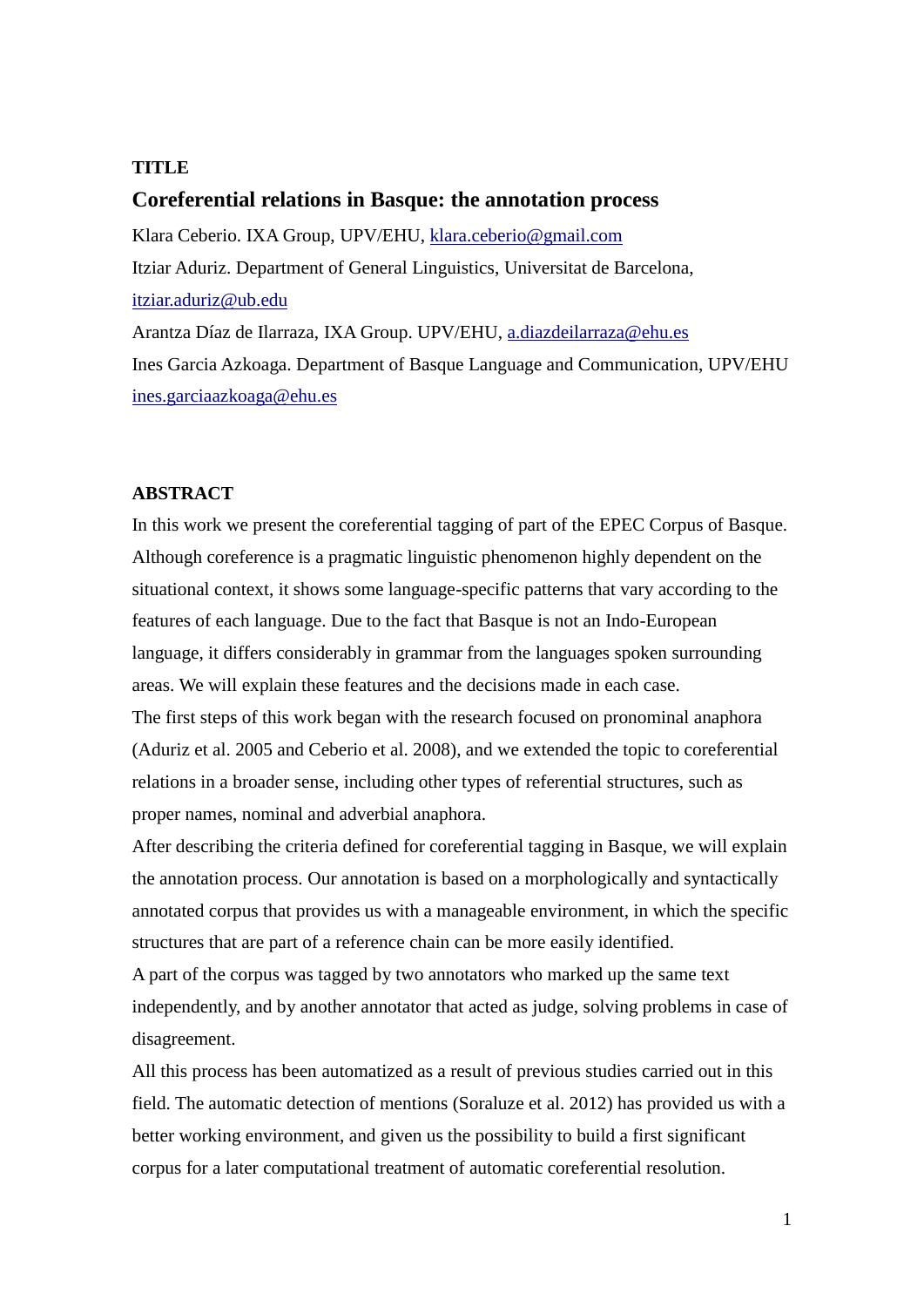**TITLE**

# Coreferential relations in Basque: the annotation process

Klara Ceberio. IXA Group, UPV/EHU, klara.ceberio@gmail.com

Itziar Aduriz. Department of General Linguistics, Universitat de Barcelona, itziar.aduriz@ub.edu

Arantza Díaz de Ilarraza, IXA Group. UPV/EHU, a.diazdeilarraza@ehu.es

Ines Garcia Azkoaga. Department of Basque Language and Communication, UPV/EHU ines.garciaazkoaga@ehu.es

## ABSTRACT

In this work we present the coreferential tagging of part of the EPEC Corpus of Basque. Although coreference is a pragmatic linguistic phenomenon highly dependent on the situational context, it shows some language-specific patterns that vary according to the features of each language. Due to the fact that Basque is not an Indo-European language, it differs considerably in grammar from the languages spoken surrounding areas. We will explain these features and the decisions made in each case.

The first steps of this work began with the research focused on pronominal anaphora (Aduriz et al. 2005 and Ceberio et al. 2008), and we extended the topic to coreferential relations in a broader sense, including other types of referential structures, such as proper names, nominal and adverbial anaphora.

After describing the criteria defined for coreferential tagging in Basque, we will explain the annotation process. Our annotation is based on a morphologically and syntactically annotated corpus that provides us with a manageable environment, in which the specific structures that are part of a reference chain can be more easily identified.

A part of the corpus was tagged by two annotators who marked up the same text independently, and by another annotator that acted as judge, solving problems in case of disagreement.

All this process has been automatized as a result of previous studies carried out in this field. The automatic detection of mentions (Soraluze et al. 2012) has provided us with a better working environment, and given us the possibility to build a first significant corpus for a later computational treatment of automatic coreferential resolution.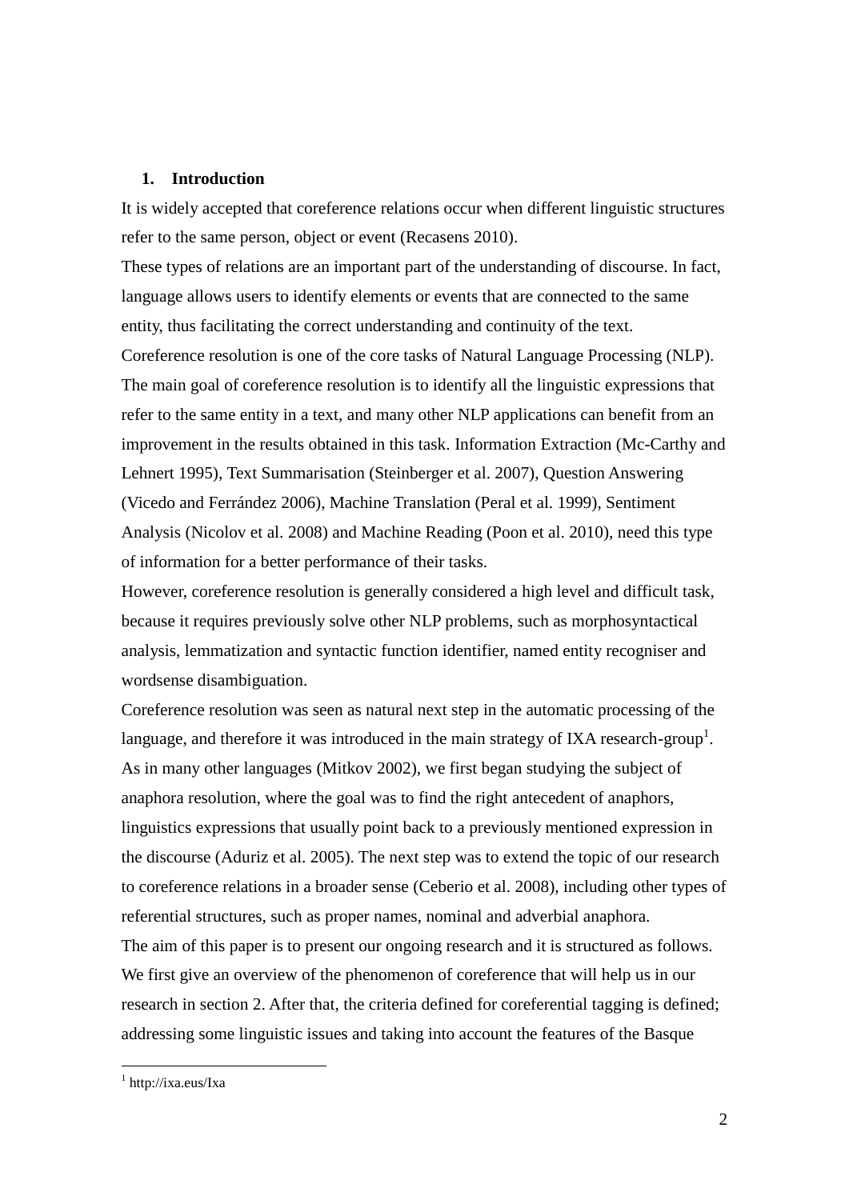## 1. Introduction

It is widely accepted that coreference relations occur when different linguistic structures refer to the same person, object or event (Recasens 2010).

These types of relations are an important part of the understanding of discourse. In fact, language allows users to identify elements or events that are connected to the same entity, thus facilitating the correct understanding and continuity of the text.

Coreference resolution is one of the core tasks of Natural Language Processing (NLP). The main goal of coreference resolution is to identify all the linguistic expressions that refer to the same entity in a text, and many other NLP applications can benefit from an improvement in the results obtained in this task. Information Extraction (Mc-Carthy and Lehnert 1995), Text Summarisation (Steinberger et al. 2007), Question Answering (Vicedo and Ferrández 2006), Machine Translation (Peral et al. 1999), Sentiment Analysis (Nicolov et al. 2008) and Machine Reading (Poon et al. 2010), need this type of information for a better performance of their tasks.

However, coreference resolution is generally considered a high level and difficult task, because it requires previously solve other NLP problems, such as morphosyntactical analysis, lemmatization and syntactic function identifier, named entity recogniser and wordsense disambiguation.

Coreference resolution was seen as natural next step in the automatic processing of the language, and therefore it was introduced in the main strategy of IXA research-group[1]. As in many other languages (Mitkov 2002), we first began studying the subject of anaphora resolution, where the goal was to find the right antecedent of anaphors, linguistics expressions that usually point back to a previously mentioned expression in the discourse (Aduriz et al. 2005). The next step was to extend the topic of our research to coreference relations in a broader sense (Ceberio et al. 2008), including other types of referential structures, such as proper names, nominal and adverbial anaphora.

The aim of this paper is to present our ongoing research and it is structured as follows. We first give an overview of the phenomenon of coreference that will help us in our research in section 2. After that, the criteria defined for coreferential tagging is defined; addressing some linguistic issues and taking into account the features of the Basque

[1] http://ixa.eus/Ixa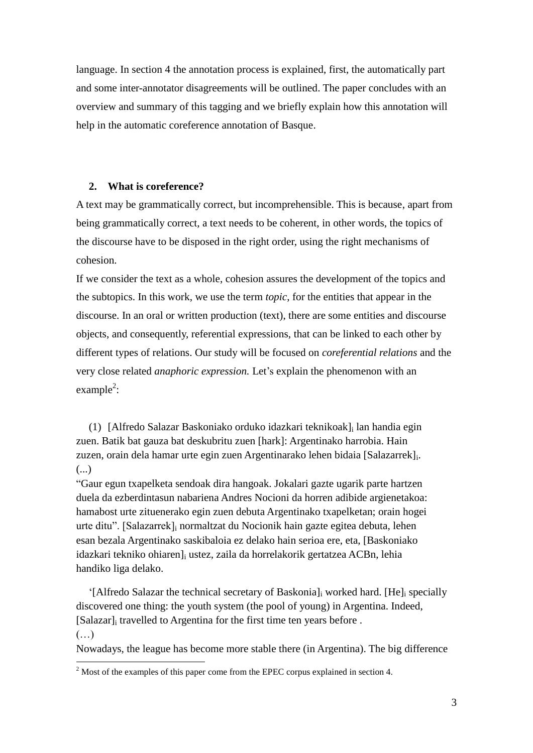language. In section 4 the annotation process is explained, first, the automatically part and some inter-annotator disagreements will be outlined. The paper concludes with an overview and summary of this tagging and we briefly explain how this annotation will help in the automatic coreference annotation of Basque.

## 2. What is coreference?

A text may be grammatically correct, but incomprehensible. This is because, apart from being grammatically correct, a text needs to be coherent, in other words, the topics of the discourse have to be disposed in the right order, using the right mechanisms of cohesion.

If we consider the text as a whole, cohesion assures the development of the topics and the subtopics. In this work, we use the term *topic*, for the entities that appear in the discourse. In an oral or written production (text), there are some entities and discourse objects, and consequently, referential expressions, that can be linked to each other by different types of relations. Our study will be focused on *coreferential relations* and the very close related *anaphoric expression.* Let's explain the phenomenon with an example[2]:

(1) [Alfredo Salazar Baskoniako orduko idazkari teknikoak]$_i$ lan handia egin zuen. Batik bat gauza bat deskubritu zuen [hark]: Argentinako harrobia. Hain zuzen, orain dela hamar urte egin zuen Argentinarako lehen bidaia [Salazarrek]$_i$. (...)
"Gaur egun txapelketa sendoak dira hangoak. Jokalari gazte ugarik parte hartzen duela da ezberdintasun nabariena Andres Nocioni da horren adibide argienetakoa: hamabost urte zituenerako egin zuen debuta Argentinako txapelketan; orain hogei urte ditu". [Salazarrek]$_i$ normaltzat du Nocionik hain gazte egitea debuta, lehen esan bezala Argentinako saskibaloia ez delako hain serioa ere, eta, [Baskoniako idazkari tekniko ohiaren]$_i$ ustez, zaila da horrelakorik gertatzea ACBn, lehia handiko liga delako.

'[Alfredo Salazar the technical secretary of Baskonia]$_i$ worked hard. [He]$_i$ specially discovered one thing: the youth system (the pool of young) in Argentina. Indeed, [Salazar]$_i$ travelled to Argentina for the first time ten years before .
(…)
Nowadays, the league has become more stable there (in Argentina). The big difference

[2] Most of the examples of this paper come from the EPEC corpus explained in section 4.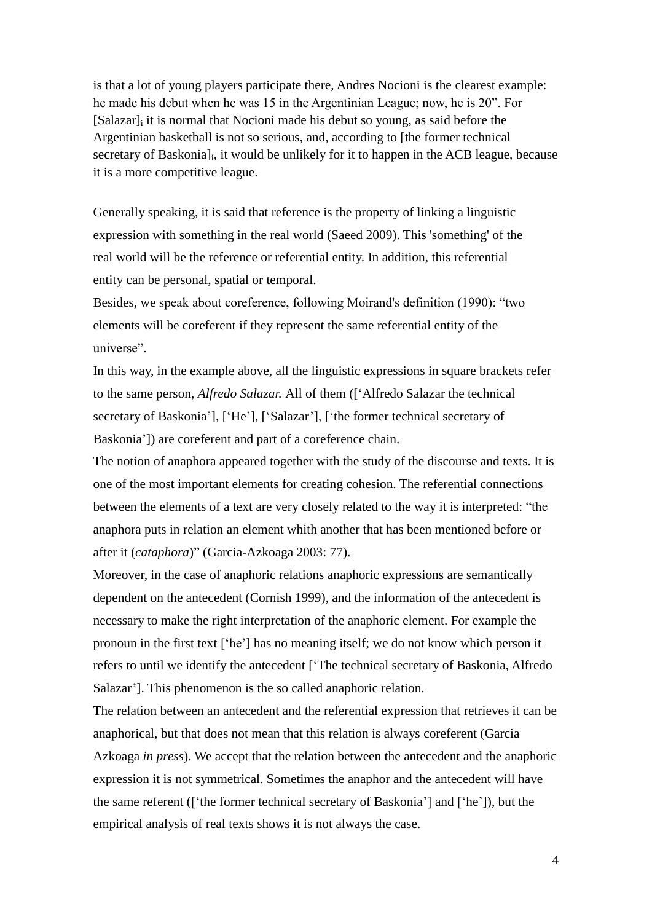is that a lot of young players participate there, Andres Nocioni is the clearest example: he made his debut when he was 15 in the Argentinian League; now, he is 20". For [Salazar]$_i$ it is normal that Nocioni made his debut so young, as said before the Argentinian basketball is not so serious, and, according to [the former technical secretary of Baskonia]$_i$, it would be unlikely for it to happen in the ACB league, because it is a more competitive league.

Generally speaking, it is said that reference is the property of linking a linguistic expression with something in the real world (Saeed 2009). This 'something' of the real world will be the reference or referential entity. In addition, this referential entity can be personal, spatial or temporal.

Besides, we speak about coreference, following Moirand's definition (1990): "two elements will be coreferent if they represent the same referential entity of the universe".

In this way, in the example above, all the linguistic expressions in square brackets refer to the same person, *Alfredo Salazar.* All of them ([‘Alfredo Salazar the technical secretary of Baskonia’], [‘He’], [‘Salazar’], [‘the former technical secretary of Baskonia’]) are coreferent and part of a coreference chain.

The notion of anaphora appeared together with the study of the discourse and texts. It is one of the most important elements for creating cohesion. The referential connections between the elements of a text are very closely related to the way it is interpreted: "the anaphora puts in relation an element whith another that has been mentioned before or after it (*cataphora*)" (Garcia-Azkoaga 2003: 77).

Moreover, in the case of anaphoric relations anaphoric expressions are semantically dependent on the antecedent (Cornish 1999), and the information of the antecedent is necessary to make the right interpretation of the anaphoric element. For example the pronoun in the first text [‘he’] has no meaning itself; we do not know which person it refers to until we identify the antecedent [‘The technical secretary of Baskonia, Alfredo Salazar’]. This phenomenon is the so called anaphoric relation.

The relation between an antecedent and the referential expression that retrieves it can be anaphorical, but that does not mean that this relation is always coreferent (Garcia Azkoaga *in press*). We accept that the relation between the antecedent and the anaphoric expression it is not symmetrical. Sometimes the anaphor and the antecedent will have the same referent ([‘the former technical secretary of Baskonia’] and [‘he’]), but the empirical analysis of real texts shows it is not always the case.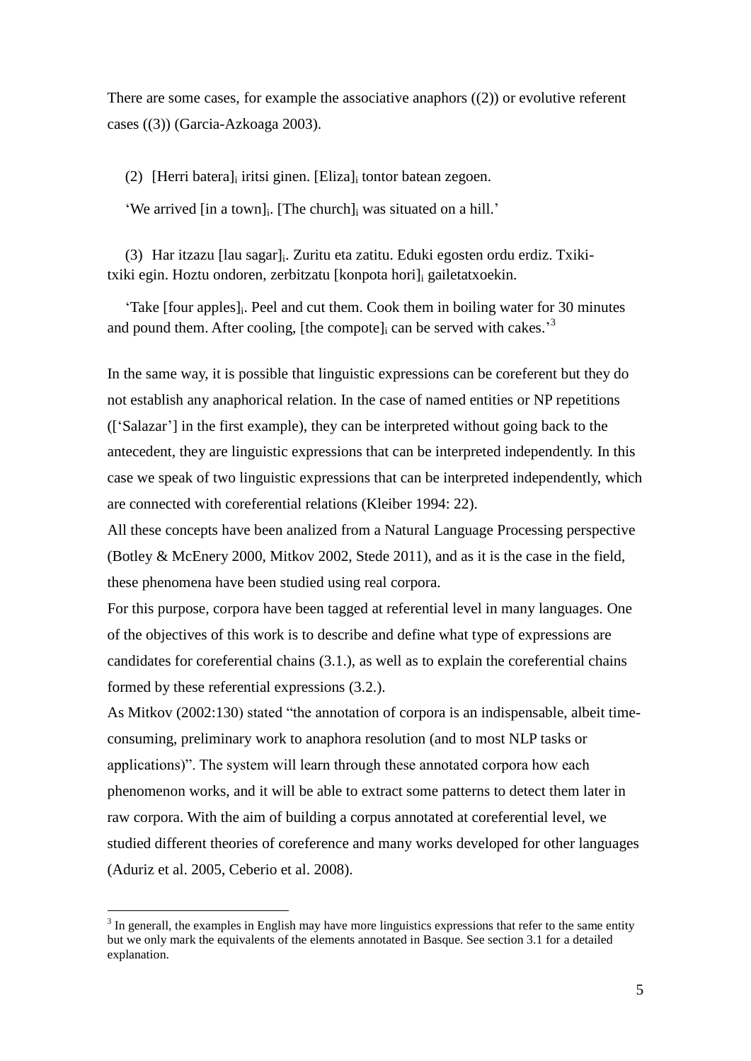There are some cases, for example the associative anaphors ((2)) or evolutive referent cases ((3)) (Garcia-Azkoaga 2003).

(2) [Herri batera]$_i$ iritsi ginen. [Eliza]$_i$ tontor batean zegoen.

'We arrived [in a town]$_i$. [The church]$_i$ was situated on a hill.'

(3) Har itzazu [lau sagar]$_i$. Zuritu eta zatitu. Eduki egosten ordu erdiz. Txiki-txiki egin. Hoztu ondoren, zerbitzatu [konpota hori]$_i$ gailetatxoekin.

'Take [four apples]$_i$. Peel and cut them. Cook them in boiling water for 30 minutes and pound them. After cooling, [the compote]$_i$ can be served with cakes.'[3]

In the same way, it is possible that linguistic expressions can be coreferent but they do not establish any anaphorical relation. In the case of named entities or NP repetitions (['Salazar'] in the first example), they can be interpreted without going back to the antecedent, they are linguistic expressions that can be interpreted independently. In this case we speak of two linguistic expressions that can be interpreted independently, which are connected with coreferential relations (Kleiber 1994: 22).

All these concepts have been analized from a Natural Language Processing perspective (Botley & McEnery 2000, Mitkov 2002, Stede 2011), and as it is the case in the field, these phenomena have been studied using real corpora.

For this purpose, corpora have been tagged at referential level in many languages. One of the objectives of this work is to describe and define what type of expressions are candidates for coreferential chains (3.1.), as well as to explain the coreferential chains formed by these referential expressions (3.2.).

As Mitkov (2002:130) stated "the annotation of corpora is an indispensable, albeit time-consuming, preliminary work to anaphora resolution (and to most NLP tasks or applications)". The system will learn through these annotated corpora how each phenomenon works, and it will be able to extract some patterns to detect them later in raw corpora. With the aim of building a corpus annotated at coreferential level, we studied different theories of coreference and many works developed for other languages (Aduriz et al. 2005, Ceberio et al. 2008).

[3] In generall, the examples in English may have more linguistics expressions that refer to the same entity but we only mark the equivalents of the elements annotated in Basque. See section 3.1 for a detailed explanation.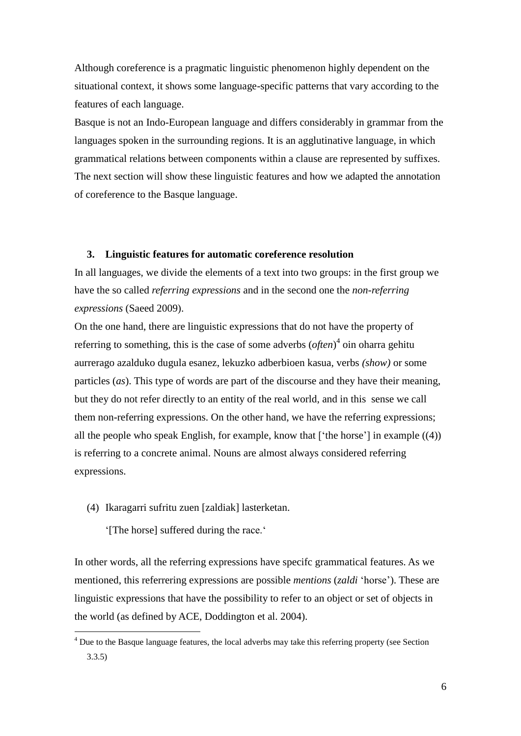Although coreference is a pragmatic linguistic phenomenon highly dependent on the situational context, it shows some language-specific patterns that vary according to the features of each language.

Basque is not an Indo-European language and differs considerably in grammar from the languages spoken in the surrounding regions. It is an agglutinative language, in which grammatical relations between components within a clause are represented by suffixes. The next section will show these linguistic features and how we adapted the annotation of coreference to the Basque language.

## 3. Linguistic features for automatic coreference resolution

In all languages, we divide the elements of a text into two groups: in the first group we have the so called *referring expressions* and in the second one the *non-referring expressions* (Saeed 2009).

On the one hand, there are linguistic expressions that do not have the property of referring to something, this is the case of some adverbs (*often*)[4] oin oharra gehitu aurrerago azalduko dugula esanez, lekuzko adberbioen kasua, verbs *(show)* or some particles (*as*). This type of words are part of the discourse and they have their meaning, but they do not refer directly to an entity of the real world, and in this sense we call them non-referring expressions. On the other hand, we have the referring expressions; all the people who speak English, for example, know that ['the horse'] in example ((4)) is referring to a concrete animal. Nouns are almost always considered referring expressions.

(4) Ikaragarri sufritu zuen [zaldiak] lasterketan.

'[The horse] suffered during the race.'

In other words, all the referring expressions have specifc grammatical features. As we mentioned, this referrering expressions are possible *mentions* (*zaldi* 'horse'). These are linguistic expressions that have the possibility to refer to an object or set of objects in the world (as defined by ACE, Doddington et al. 2004).

[4] Due to the Basque language features, the local adverbs may take this referring property (see Section 3.3.5)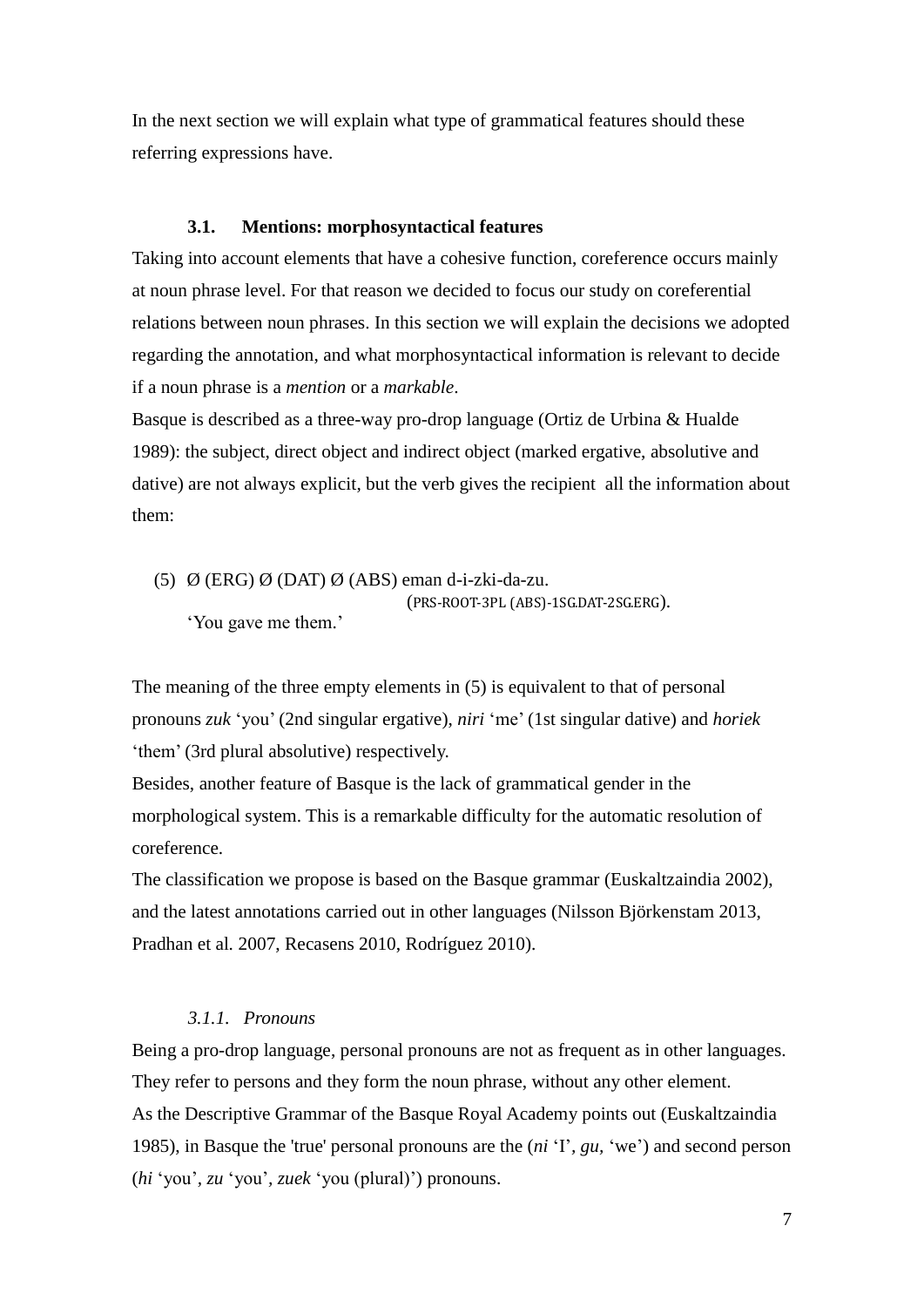In the next section we will explain what type of grammatical features should these referring expressions have.

### 3.1. Mentions: morphosyntactical features

Taking into account elements that have a cohesive function, coreference occurs mainly at noun phrase level. For that reason we decided to focus our study on coreferential relations between noun phrases. In this section we will explain the decisions we adopted regarding the annotation, and what morphosyntactical information is relevant to decide if a noun phrase is a *mention* or a *markable*.

Basque is described as a three-way pro-drop language (Ortiz de Urbina & Hualde 1989): the subject, direct object and indirect object (marked ergative, absolutive and dative) are not always explicit, but the verb gives the recipient all the information about them:

(5) Ø (ERG) Ø (DAT) Ø (ABS) eman d-i-zki-da-zu.
(PRS-ROOT-3PL (ABS)-1SG.DAT-2SG.ERG).
'You gave me them.'

The meaning of the three empty elements in (5) is equivalent to that of personal pronouns *zuk* 'you' (2nd singular ergative), *niri* 'me' (1st singular dative) and *horiek* 'them' (3rd plural absolutive) respectively.

Besides, another feature of Basque is the lack of grammatical gender in the morphological system. This is a remarkable difficulty for the automatic resolution of coreference.

The classification we propose is based on the Basque grammar (Euskaltzaindia 2002), and the latest annotations carried out in other languages (Nilsson Björkenstam 2013, Pradhan et al. 2007, Recasens 2010, Rodríguez 2010).

#### *3.1.1. Pronouns*

Being a pro-drop language, personal pronouns are not as frequent as in other languages. They refer to persons and they form the noun phrase, without any other element.

As the Descriptive Grammar of the Basque Royal Academy points out (Euskaltzaindia 1985), in Basque the 'true' personal pronouns are the (*ni* 'I', *gu,* 'we') and second person (*hi* 'you', *zu* 'you', *zuek* 'you (plural)') pronouns.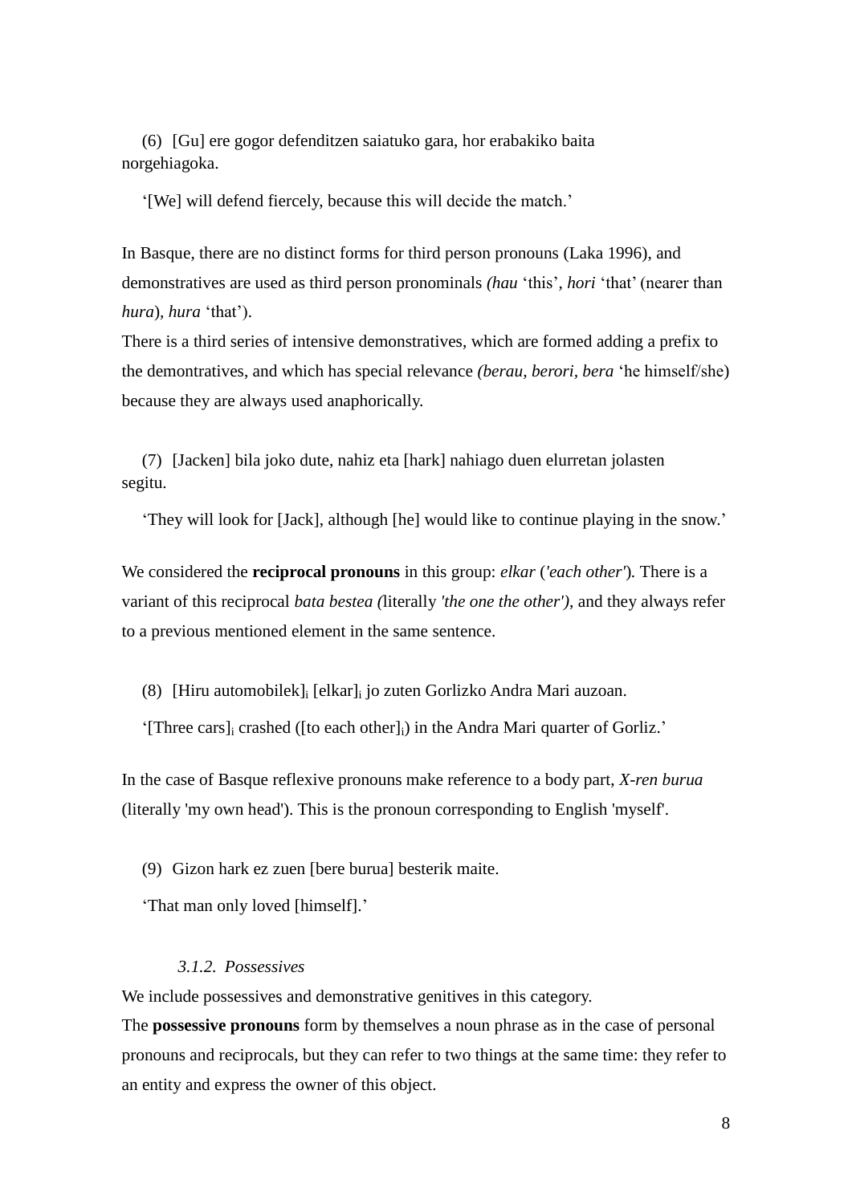(6) [Gu] ere gogor defenditzen saiatuko gara, hor erabakiko baita norgehiagoka.

'[We] will defend fiercely, because this will decide the match.'

In Basque, there are no distinct forms for third person pronouns (Laka 1996), and demonstratives are used as third person pronominals *(hau* 'this', *hori* 'that' (nearer than *hura*), *hura* 'that').

There is a third series of intensive demonstratives, which are formed adding a prefix to the demontratives, and which has special relevance *(berau, berori, bera* 'he himself/she) because they are always used anaphorically.

(7) [Jacken] bila joko dute, nahiz eta [hark] nahiago duen elurretan jolasten segitu.

'They will look for [Jack], although [he] would like to continue playing in the snow.'

We considered the **reciprocal pronouns** in this group: *elkar* (*'each other'*). There is a variant of this reciprocal *bata bestea (*literally *'the one the other')*, and they always refer to a previous mentioned element in the same sentence.

(8) [Hiru automobilek]$_i$ [elkar]$_i$ jo zuten Gorlizko Andra Mari auzoan.

'[Three cars]$_i$ crashed ([to each other]$_i$) in the Andra Mari quarter of Gorliz.'

In the case of Basque reflexive pronouns make reference to a body part, *X-ren burua* (literally 'my own head'). This is the pronoun corresponding to English 'myself'.

(9) Gizon hark ez zuen [bere burua] besterik maite.

'That man only loved [himself].'

### *3.1.2. Possessives*

We include possessives and demonstrative genitives in this category.

The **possessive pronouns** form by themselves a noun phrase as in the case of personal pronouns and reciprocals, but they can refer to two things at the same time: they refer to an entity and express the owner of this object.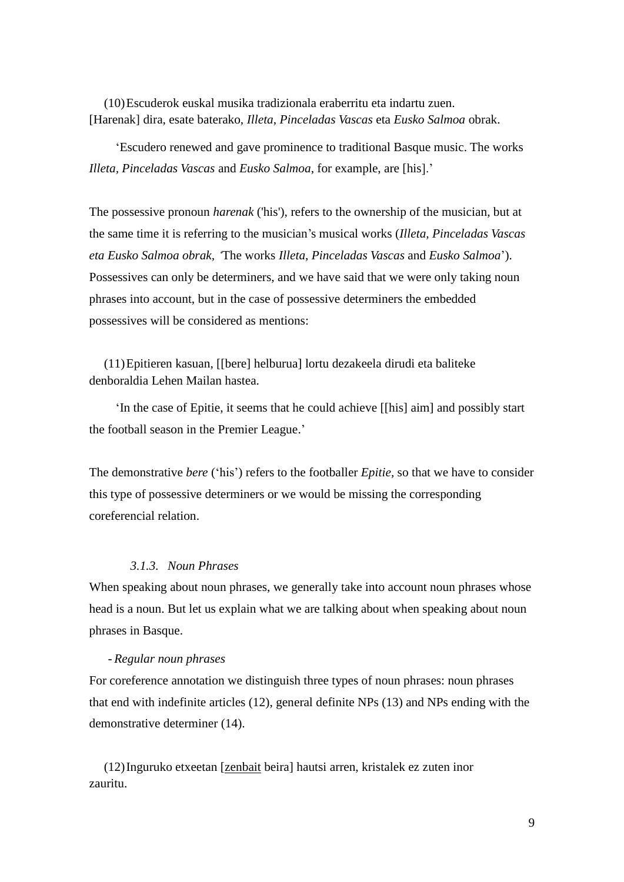(10) Escuderok euskal musika tradizionala eraberritu eta indartu zuen. [Harenak] dira, esate baterako, *Illeta*, *Pinceladas Vascas* eta *Eusko Salmoa* obrak.

'Escudero renewed and gave prominence to traditional Basque music. The works *Illeta, Pinceladas Vascas* and *Eusko Salmoa*, for example, are [his].'

The possessive pronoun *harenak* ('his'), refers to the ownership of the musician, but at the same time it is referring to the musician's musical works (*Illeta*, *Pinceladas Vascas eta Eusko Salmoa obrak, '*The works *Illeta*, *Pinceladas Vascas* and *Eusko Salmoa*'). Possessives can only be determiners, and we have said that we were only taking noun phrases into account, but in the case of possessive determiners the embedded possessives will be considered as mentions:

(11) Epitieren kasuan, [[bere] helburua] lortu dezakeela dirudi eta baliteke denboraldia Lehen Mailan hastea.

'In the case of Epitie, it seems that he could achieve [[his] aim] and possibly start the football season in the Premier League.'

The demonstrative *bere* ('his') refers to the footballer *Epitie*, so that we have to consider this type of possessive determiners or we would be missing the corresponding coreferencial relation.

### *3.1.3. Noun Phrases*

When speaking about noun phrases, we generally take into account noun phrases whose head is a noun. But let us explain what we are talking about when speaking about noun phrases in Basque.

- *Regular noun phrases*

For coreference annotation we distinguish three types of noun phrases: noun phrases that end with indefinite articles (12), general definite NPs (13) and NPs ending with the demonstrative determiner (14).

(12) Inguruko etxeetan [<u>zenbait</u> beira] hautsi arren, kristalek ez zuten inor zauritu.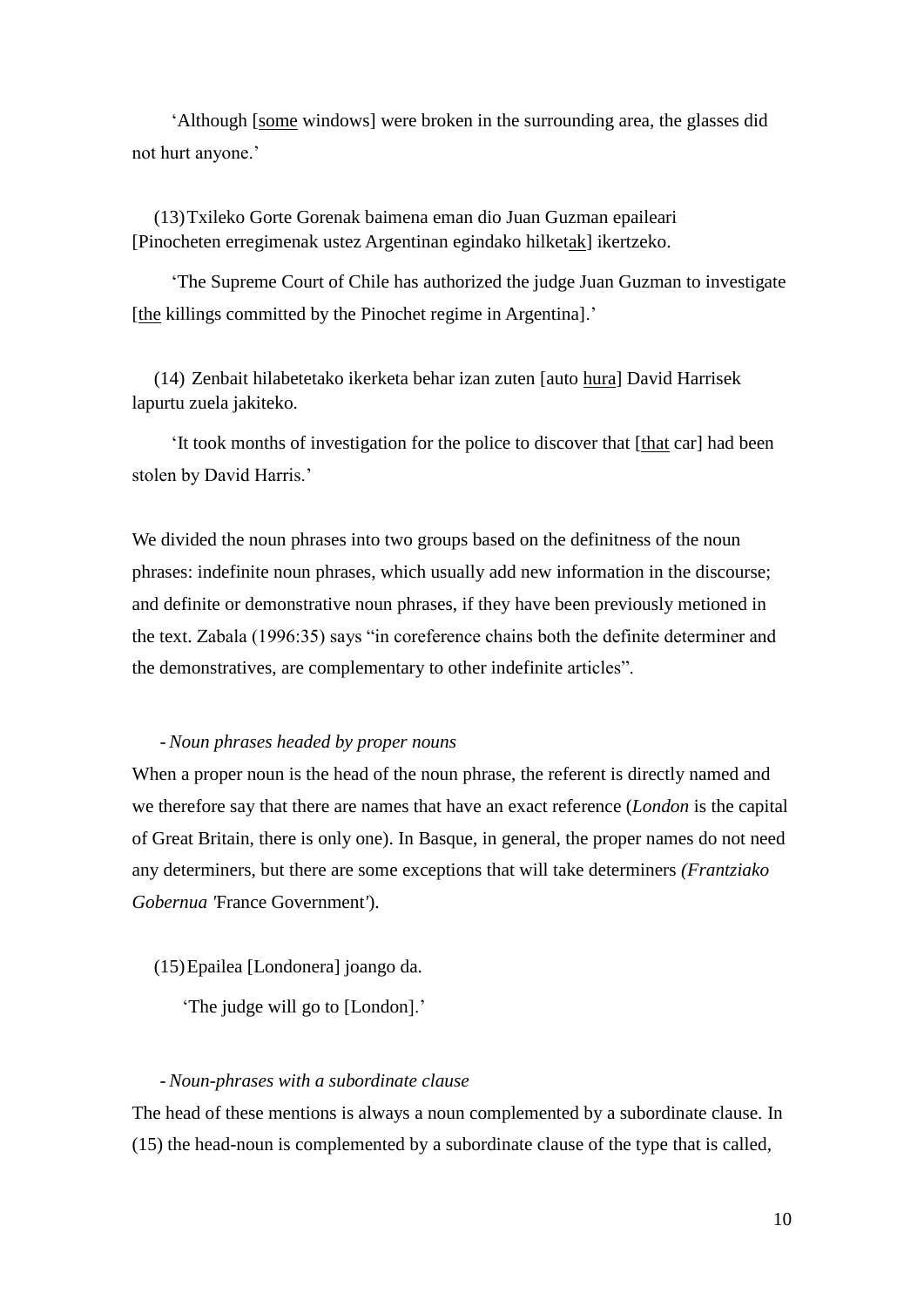'Although [<u>some</u> windows] were broken in the surrounding area, the glasses did not hurt anyone.'

(13) Txileko Gorte Gorenak baimena eman dio Juan Guzman epaileari [Pinocheten erregimenak ustez Argentinan egindako hilket<u>ak</u>] ikertzeko.

'The Supreme Court of Chile has authorized the judge Juan Guzman to investigate [<u>the</u> killings committed by the Pinochet regime in Argentina].'

(14) Zenbait hilabetetako ikerketa behar izan zuten [auto <u>hura</u>] David Harrisek lapurtu zuela jakiteko.

'It took months of investigation for the police to discover that [<u>that</u> car] had been stolen by David Harris.'

We divided the noun phrases into two groups based on the definitness of the noun phrases: indefinite noun phrases, which usually add new information in the discourse; and definite or demonstrative noun phrases, if they have been previously metioned in the text. Zabala (1996:35) says "in coreference chains both the definite determiner and the demonstratives, are complementary to other indefinite articles".

- *Noun phrases headed by proper nouns*

When a proper noun is the head of the noun phrase, the referent is directly named and we therefore say that there are names that have an exact reference (*London* is the capital of Great Britain, there is only one). In Basque, in general, the proper names do not need any determiners, but there are some exceptions that will take determiners *(Frantziako Gobernua '*France Government*'*).

(15) Epailea [Londonera] joango da.

'The judge will go to [London].'

- *Noun-phrases with a subordinate clause*

The head of these mentions is always a noun complemented by a subordinate clause. In (15) the head-noun is complemented by a subordinate clause of the type that is called,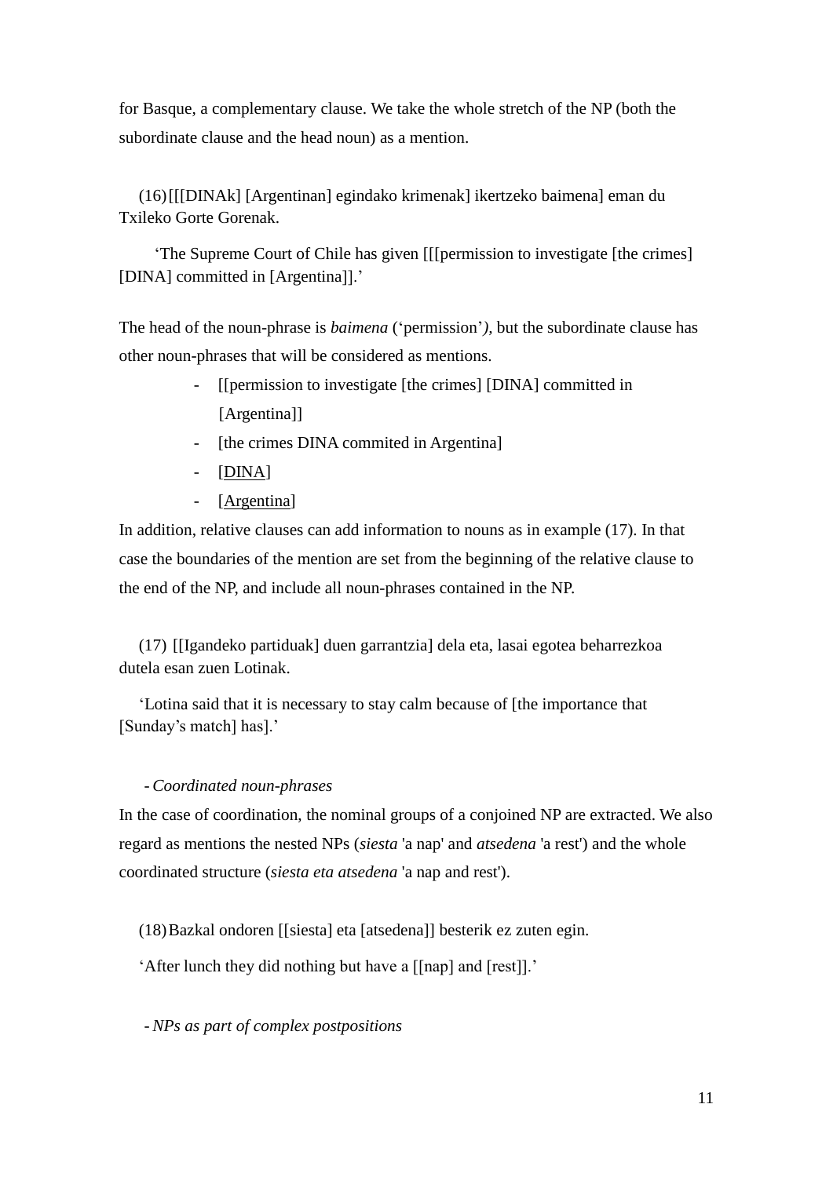for Basque, a complementary clause. We take the whole stretch of the NP (both the subordinate clause and the head noun) as a mention.

(16) [[[DINAk] [Argentinan] egindako krimenak] ikertzeko baimena] eman du Txileko Gorte Gorenak.

'The Supreme Court of Chile has given [[[permission to investigate [the crimes] [DINA] committed in [Argentina]].'

The head of the noun-phrase is *baimena* ('permission'*)*, but the subordinate clause has other noun-phrases that will be considered as mentions.

- [[permission to investigate [the crimes] [DINA] committed in [Argentina]]
- [the crimes DINA commited in Argentina]
- [<u>DINA</u>]
- [<u>Argentina</u>]

In addition, relative clauses can add information to nouns as in example (17). In that case the boundaries of the mention are set from the beginning of the relative clause to the end of the NP, and include all noun-phrases contained in the NP.

(17) [[Igandeko partiduak] duen garrantzia] dela eta, lasai egotea beharrezkoa dutela esan zuen Lotinak.

'Lotina said that it is necessary to stay calm because of [the importance that [Sunday's match] has].'

- *Coordinated noun-phrases*

In the case of coordination, the nominal groups of a conjoined NP are extracted. We also regard as mentions the nested NPs (*siesta* 'a nap' and *atsedena* 'a rest') and the whole coordinated structure (*siesta eta atsedena* 'a nap and rest').

(18) Bazkal ondoren [[siesta] eta [atsedena]] besterik ez zuten egin.

'After lunch they did nothing but have a [[nap] and [rest]].'

- *NPs as part of complex postpositions*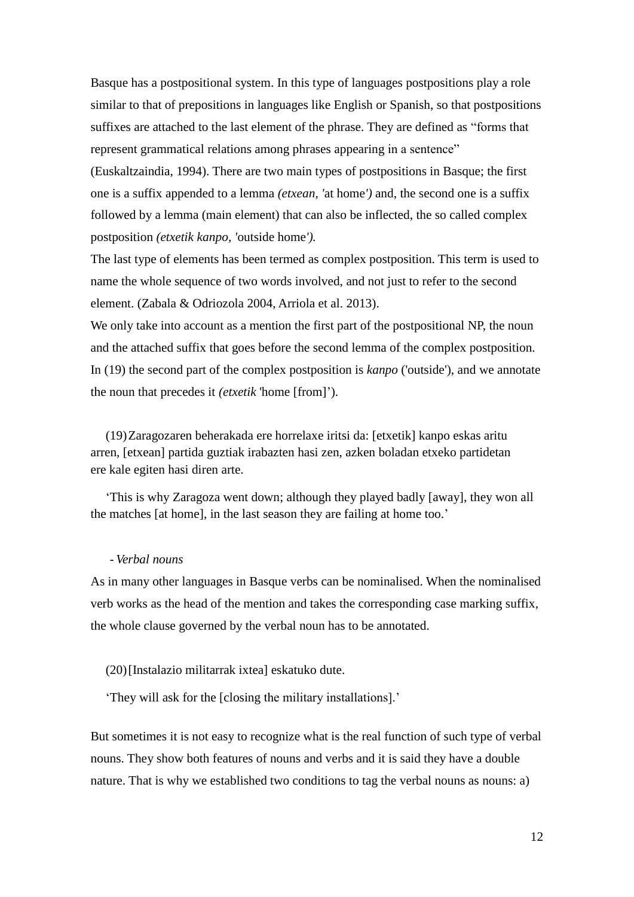Basque has a postpositional system. In this type of languages postpositions play a role similar to that of prepositions in languages like English or Spanish, so that postpositions suffixes are attached to the last element of the phrase. They are defined as "forms that represent grammatical relations among phrases appearing in a sentence" (Euskaltzaindia, 1994). There are two main types of postpositions in Basque; the first one is a suffix appended to a lemma *(etxean, '*at home*')* and, the second one is a suffix followed by a lemma (main element) that can also be inflected, the so called complex postposition *(etxetik kanpo, '*outside home*').*

The last type of elements has been termed as complex postposition. This term is used to name the whole sequence of two words involved, and not just to refer to the second element. (Zabala & Odriozola 2004, Arriola et al. 2013).

We only take into account as a mention the first part of the postpositional NP, the noun and the attached suffix that goes before the second lemma of the complex postposition. In (19) the second part of the complex postposition is *kanpo* ('outside'), and we annotate the noun that precedes it *(etxetik* 'home [from]').

(19) Zaragozaren beherakada ere horrelaxe iritsi da: [etxetik] kanpo eskas aritu arren, [etxean] partida guztiak irabazten hasi zen, azken boladan etxeko partidetan ere kale egiten hasi diren arte.

'This is why Zaragoza went down; although they played badly [away], they won all the matches [at home], in the last season they are failing at home too.'

- *Verbal nouns*

As in many other languages in Basque verbs can be nominalised. When the nominalised verb works as the head of the mention and takes the corresponding case marking suffix, the whole clause governed by the verbal noun has to be annotated.

(20) [Instalazio militarrak ixtea] eskatuko dute.

'They will ask for the [closing the military installations].'

But sometimes it is not easy to recognize what is the real function of such type of verbal nouns. They show both features of nouns and verbs and it is said they have a double nature. That is why we established two conditions to tag the verbal nouns as nouns: a)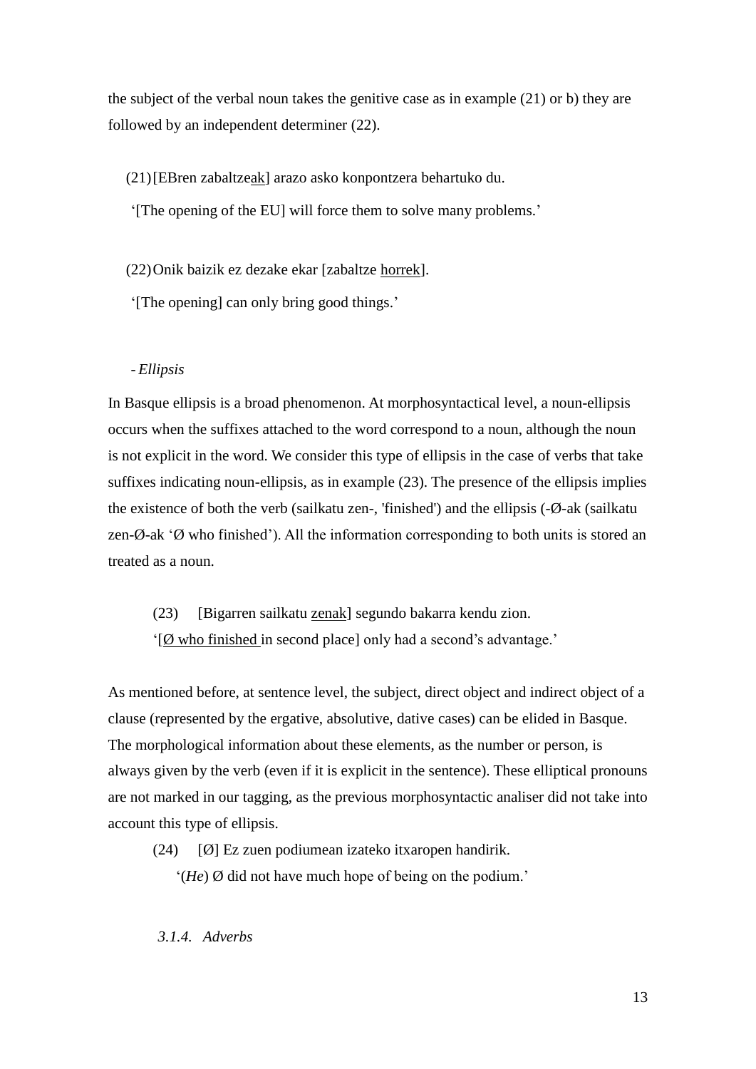the subject of the verbal noun takes the genitive case as in example (21) or b) they are followed by an independent determiner (22).

(21) [EBren zabaltze<u>ak</u>] arazo asko konpontzera behartuko du.

'[The opening of the EU] will force them to solve many problems.'

(22) Onik baizik ez dezake ekar [zabaltze <u>horrek</u>].

'[The opening] can only bring good things.'

- *Ellipsis*

In Basque ellipsis is a broad phenomenon. At morphosyntactical level, a noun-ellipsis occurs when the suffixes attached to the word correspond to a noun, although the noun is not explicit in the word. We consider this type of ellipsis in the case of verbs that take suffixes indicating noun-ellipsis, as in example (23). The presence of the ellipsis implies the existence of both the verb (sailkatu zen-, 'finished') and the ellipsis (-Ø-ak (sailkatu zen-Ø-ak 'Ø who finished'). All the information corresponding to both units is stored an treated as a noun.

(23) [Bigarren sailkatu <u>zenak</u>] segundo bakarra kendu zion.

'[<u>Ø who finished</u> in second place] only had a second's advantage.'

As mentioned before, at sentence level, the subject, direct object and indirect object of a clause (represented by the ergative, absolutive, dative cases) can be elided in Basque. The morphological information about these elements, as the number or person, is always given by the verb (even if it is explicit in the sentence). These elliptical pronouns are not marked in our tagging, as the previous morphosyntactic analiser did not take into account this type of ellipsis.

(24) [Ø] Ez zuen podiumean izateko itxaropen handirik.

'(*He*) Ø did not have much hope of being on the podium.'

### *3.1.4. Adverbs*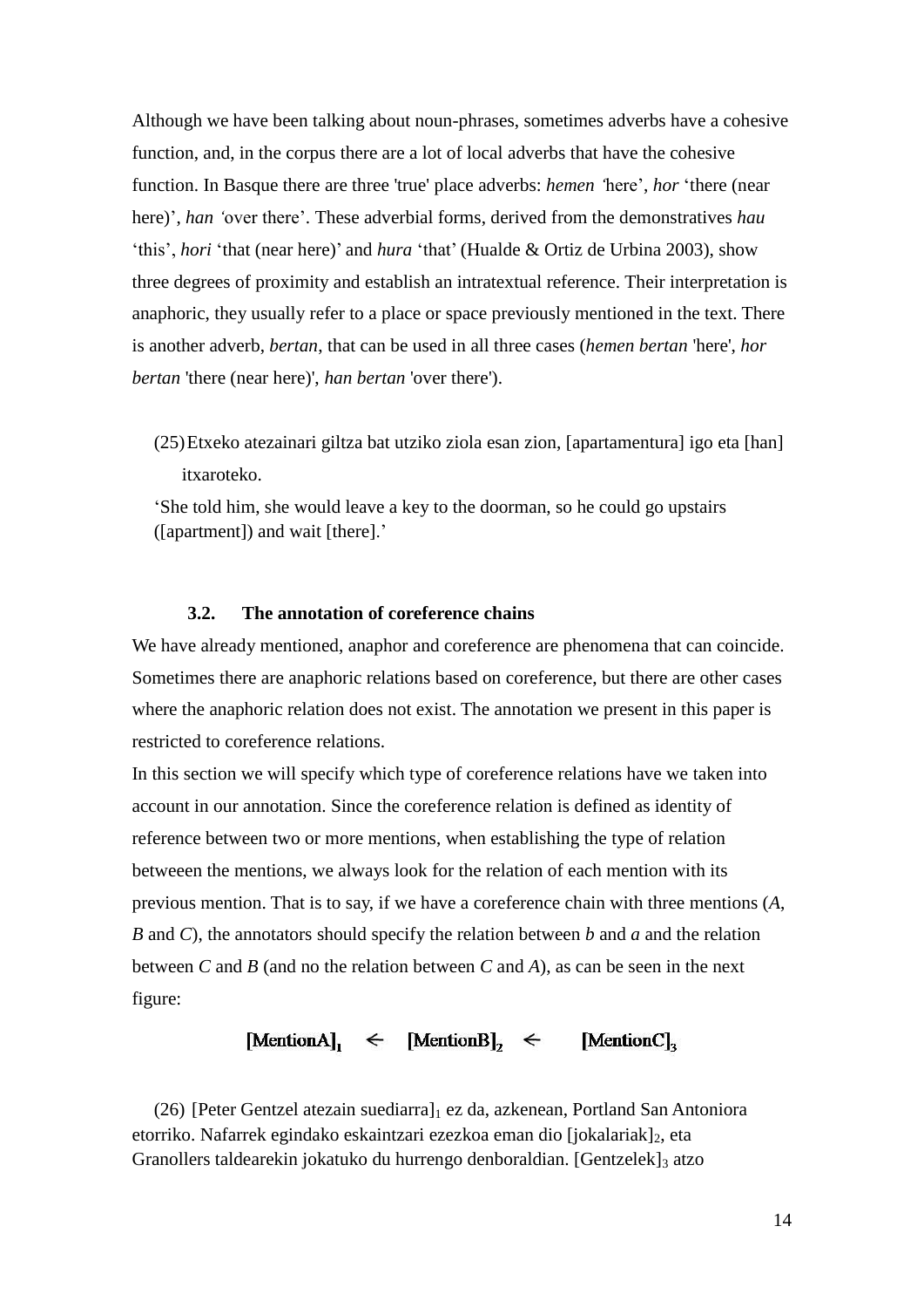Although we have been talking about noun-phrases, sometimes adverbs have a cohesive function, and, in the corpus there are a lot of local adverbs that have the cohesive function. In Basque there are three 'true' place adverbs: *hemen* 'here', *hor* 'there (near here)', *han* 'over there'. These adverbial forms, derived from the demonstratives *hau* 'this', *hori* 'that (near here)' and *hura* 'that' (Hualde & Ortiz de Urbina 2003), show three degrees of proximity and establish an intratextual reference. Their interpretation is anaphoric, they usually refer to a place or space previously mentioned in the text. There is another adverb, *bertan*, that can be used in all three cases (*hemen bertan* 'here', *hor bertan* 'there (near here)', *han bertan* 'over there').

(25) Etxeko atezainari giltza bat utziko ziola esan zion, [apartamentura] igo eta [han] itxaroteko.

'She told him, she would leave a key to the doorman, so he could go upstairs ([apartment]) and wait [there].'

### 3.2. The annotation of coreference chains

We have already mentioned, anaphor and coreference are phenomena that can coincide. Sometimes there are anaphoric relations based on coreference, but there are other cases where the anaphoric relation does not exist. The annotation we present in this paper is restricted to coreference relations.

In this section we will specify which type of coreference relations have we taken into account in our annotation. Since the coreference relation is defined as identity of reference between two or more mentions, when establishing the type of relation betweeen the mentions, we always look for the relation of each mention with its previous mention. That is to say, if we have a coreference chain with three mentions (*A*, *B* and *C*), the annotators should specify the relation between *b* and *a* and the relation between *C* and *B* (and no the relation between *C* and *A*), as can be seen in the next figure:

**[MentionA]$_1$ ← [MentionB]$_2$ ← [MentionC]$_3$**

(26) [Peter Gentzel atezain suediarra]$_1$ ez da, azkenean, Portland San Antoniora etorriko. Nafarrek egindako eskaintzari ezezkoa eman dio [jokalariak]$_2$, eta Granollers taldearekin jokatuko du hurrengo denboraldian. [Gentzelek]$_3$ atzo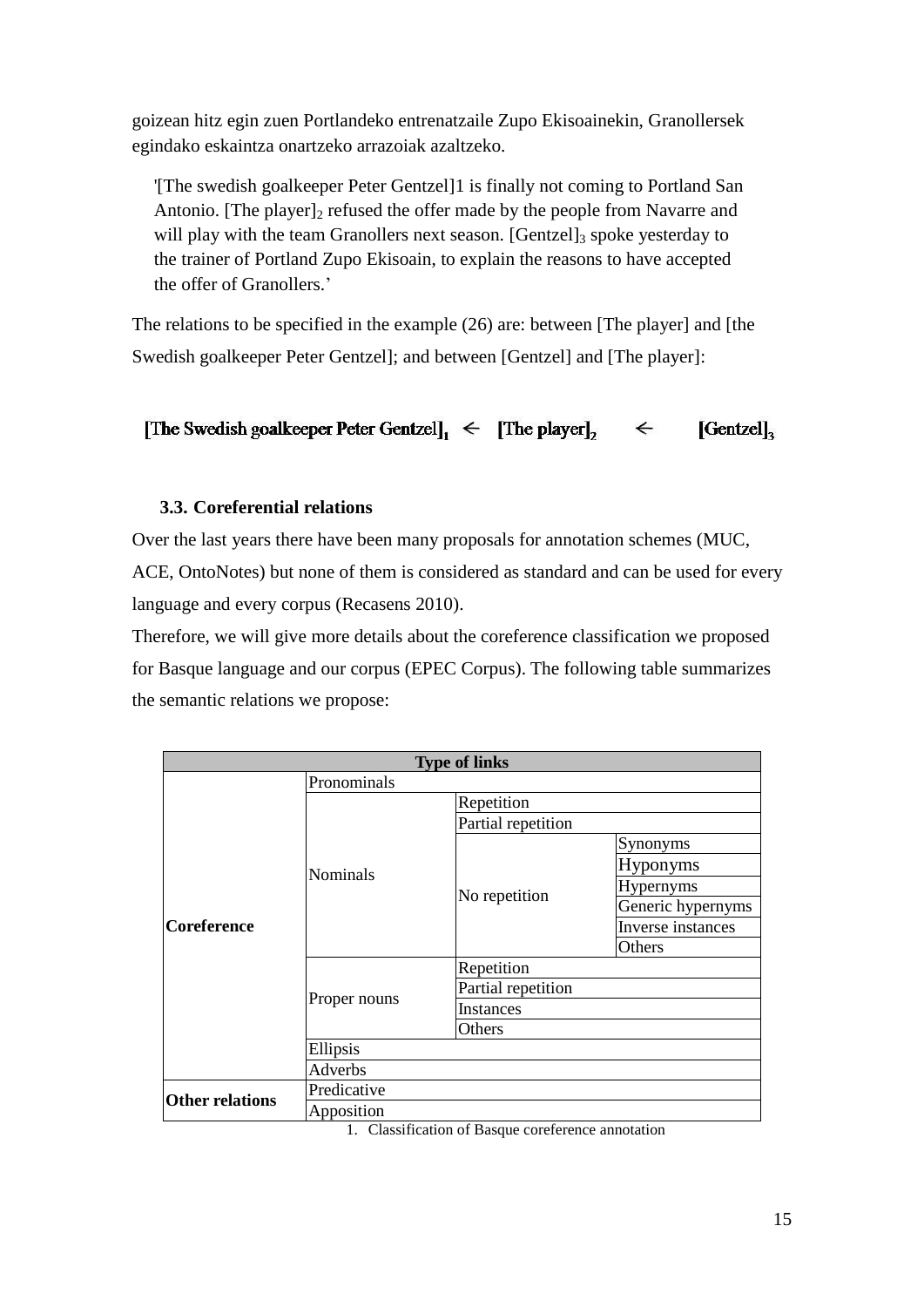goizean hitz egin zuen Portlandeko entrenatzaile Zupo Ekisoainekin, Granollersek egindako eskaintza onartzeko arrazoiak azaltzeko.

> '[The swedish goalkeeper Peter Gentzel]1 is finally not coming to Portland San Antonio. [The player]$_2$ refused the offer made by the people from Navarre and will play with the team Granollers next season. [Gentzel]$_3$ spoke yesterday to the trainer of Portland Zupo Ekisoain, to explain the reasons to have accepted the offer of Granollers.'

The relations to be specified in the example (26) are: between [The player] and [the Swedish goalkeeper Peter Gentzel]; and between [Gentzel] and [The player]:

[The Swedish goalkeeper Peter Gentzel]$_1$ ← [The player]$_2$ ← [Gentzel]$_3$

### 3.3. Coreferential relations

Over the last years there have been many proposals for annotation schemes (MUC, ACE, OntoNotes) but none of them is considered as standard and can be used for every language and every corpus (Recasens 2010).

Therefore, we will give more details about the coreference classification we proposed for Basque language and our corpus (EPEC Corpus). The following table summarizes the semantic relations we propose:

| Type of links | | | |
|---|---|---|---|
| **Coreference** | Pronominals | | |
| | Nominals | Repetition | |
| | | Partial repetition | |
| | | No repetition | Synonyms |
| | | | Hyponyms |
| | | | Hypernyms |
| | | | Generic hypernyms |
| | | | Inverse instances |
| | | | Others |
| | Proper nouns | Repetition | |
| | | Partial repetition | |
| | | Instances | |
| | | Others | |
| | Ellipsis | | |
| | Adverbs | | |
| **Other relations** | Predicative | | |
| | Apposition | | |

1. Classification of Basque coreference annotation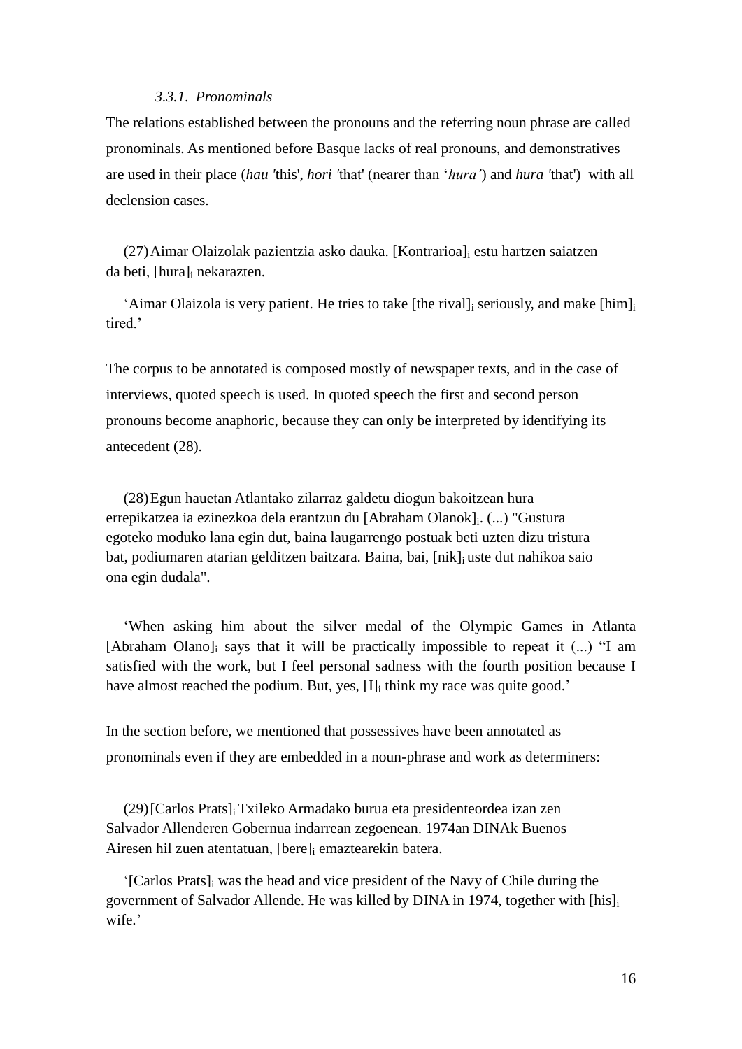#### *3.3.1. Pronominals*

The relations established between the pronouns and the referring noun phrase are called pronominals. As mentioned before Basque lacks of real pronouns, and demonstratives are used in their place (*hau* 'this', *hori* 'that' (nearer than '*hura'*) and *hura* 'that') with all declension cases.

(27) Aimar Olaizolak pazientzia asko dauka. [Kontrarioa]$_i$ estu hartzen saiatzen da beti, [hura]$_i$ nekarazten.

'Aimar Olaizola is very patient. He tries to take [the rival]$_i$ seriously, and make [him]$_i$ tired.'

The corpus to be annotated is composed mostly of newspaper texts, and in the case of interviews, quoted speech is used. In quoted speech the first and second person pronouns become anaphoric, because they can only be interpreted by identifying its antecedent (28).

(28) Egun hauetan Atlantako zilarraz galdetu diogun bakoitzean hura errepikatzea ia ezinezkoa dela erantzun du [Abraham Olanok]$_i$. (...) "Gustura egoteko moduko lana egin dut, baina laugarrengo postuak beti uzten dizu tristura bat, podiumaren atarian gelditzen baitzara. Baina, bai, [nik]$_i$ uste dut nahikoa saio ona egin dudala".

'When asking him about the silver medal of the Olympic Games in Atlanta [Abraham Olano]$_i$ says that it will be practically impossible to repeat it (...) "I am satisfied with the work, but I feel personal sadness with the fourth position because I have almost reached the podium. But, yes, [I]$_i$ think my race was quite good.'

In the section before, we mentioned that possessives have been annotated as pronominals even if they are embedded in a noun-phrase and work as determiners:

(29) [Carlos Prats]$_i$ Txileko Armadako burua eta presidenteordea izan zen Salvador Allenderen Gobernua indarrean zegoenean. 1974an DINAk Buenos Airesen hil zuen atentatuan, [bere]$_i$ emaztearekin batera.

'[Carlos Prats]$_i$ was the head and vice president of the Navy of Chile during the government of Salvador Allende. He was killed by DINA in 1974, together with [his]$_i$ wife.'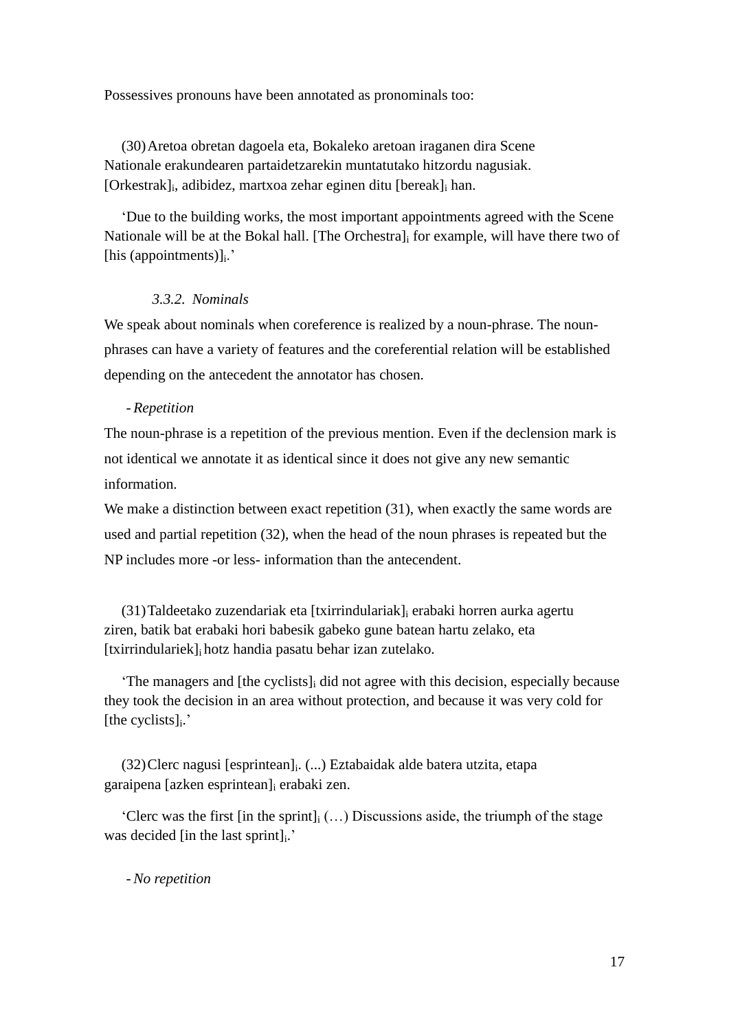Possessives pronouns have been annotated as pronominals too:

(30) Aretoa obretan dagoela eta, Bokaleko aretoan iraganen dira Scene Nationale erakundearen partaidetzarekin muntatutako hitzordu nagusiak. [Orkestrak]$_i$, adibidez, martxoa zehar eginen ditu [bereak]$_i$ han.

‘Due to the building works, the most important appointments agreed with the Scene Nationale will be at the Bokal hall. [The Orchestra]$_i$ for example, will have there two of [his (appointments)]$_i$.’

### *3.3.2. Nominals*

We speak about nominals when coreference is realized by a noun-phrase. The noun-phrases can have a variety of features and the coreferential relation will be established depending on the antecedent the annotator has chosen.

- *Repetition*

The noun-phrase is a repetition of the previous mention. Even if the declension mark is not identical we annotate it as identical since it does not give any new semantic information.

We make a distinction between exact repetition (31), when exactly the same words are used and partial repetition (32), when the head of the noun phrases is repeated but the NP includes more -or less- information than the antecendent.

(31) Taldeetako zuzendariak eta [txirrindulariak]$_i$ erabaki horren aurka agertu ziren, batik bat erabaki hori babesik gabeko gune batean hartu zelako, eta [txirrindulariek]$_i$ hotz handia pasatu behar izan zutelako.

‘The managers and [the cyclists]$_i$ did not agree with this decision, especially because they took the decision in an area without protection, and because it was very cold for [the cyclists]$_i$.’

(32) Clerc nagusi [esprintean]$_i$. (...) Eztabaidak alde batera utzita, etapa garaipena [azken esprintean]$_i$ erabaki zen.

‘Clerc was the first [in the sprint]$_i$ (…) Discussions aside, the triumph of the stage was decided [in the last sprint]$_i$.’

- *No repetition*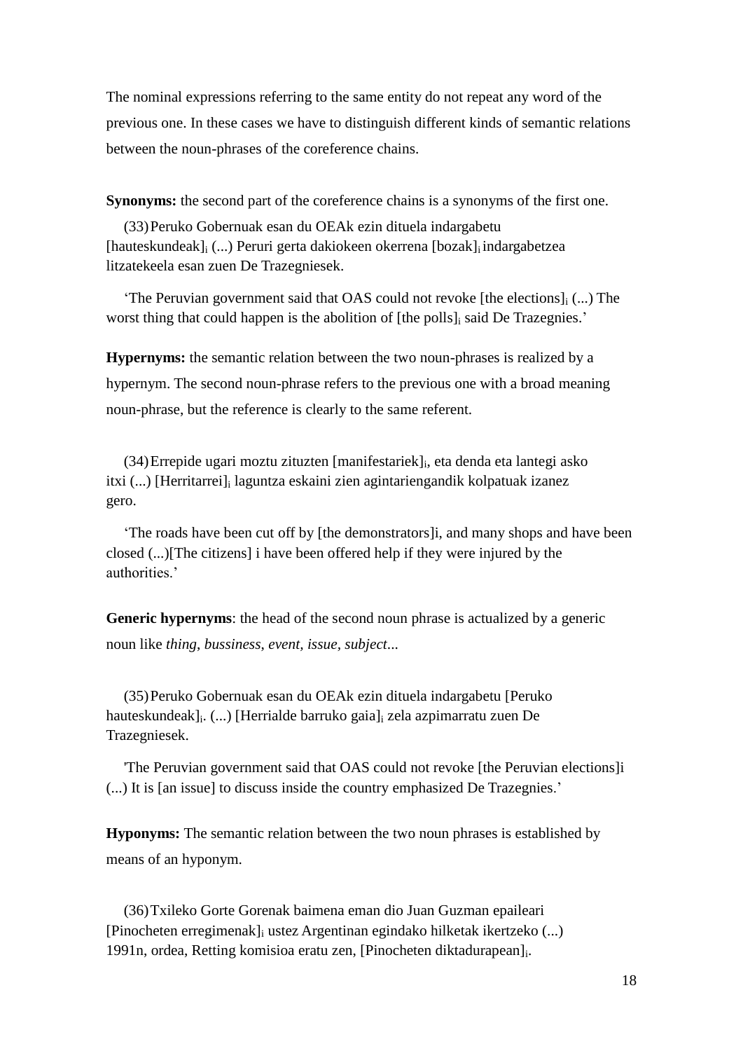The nominal expressions referring to the same entity do not repeat any word of the previous one. In these cases we have to distinguish different kinds of semantic relations between the noun-phrases of the coreference chains.

**Synonyms:** the second part of the coreference chains is a synonyms of the first one.

(33) Peruko Gobernuak esan du OEAk ezin dituela indargabetu [hauteskundeak]$_i$ (...) Peruri gerta dakiokeen okerrena [bozak]$_i$ indargabetzea litzatekeela esan zuen De Trazegniesek.

'The Peruvian government said that OAS could not revoke [the elections]$_i$ (...) The worst thing that could happen is the abolition of [the polls]$_i$ said De Trazegnies.'

**Hypernyms:** the semantic relation between the two noun-phrases is realized by a hypernym. The second noun-phrase refers to the previous one with a broad meaning noun-phrase, but the reference is clearly to the same referent.

(34) Errepide ugari moztu zituzten [manifestariek]$_i$, eta denda eta lantegi asko itxi (...) [Herritarrei]$_i$ laguntza eskaini zien agintariengandik kolpatuak izanez gero.

'The roads have been cut off by [the demonstrators]i, and many shops and have been closed (...)[The citizens] i have been offered help if they were injured by the authorities.'

**Generic hypernyms**: the head of the second noun phrase is actualized by a generic noun like *thing*, *bussiness*, *event*, *issue*, *subject*...

(35) Peruko Gobernuak esan du OEAk ezin dituela indargabetu [Peruko hauteskundeak]$_i$. (...) [Herrialde barruko gaia]$_i$ zela azpimarratu zuen De Trazegniesek.

'The Peruvian government said that OAS could not revoke [the Peruvian elections]i (...) It is [an issue] to discuss inside the country emphasized De Trazegnies.'

**Hyponyms:** The semantic relation between the two noun phrases is established by means of an hyponym.

(36) Txileko Gorte Gorenak baimena eman dio Juan Guzman epaileari [Pinocheten erregimenak]$_i$ ustez Argentinan egindako hilketak ikertzeko (...) 1991n, ordea, Retting komisioa eratu zen, [Pinocheten diktadurapean]$_i$.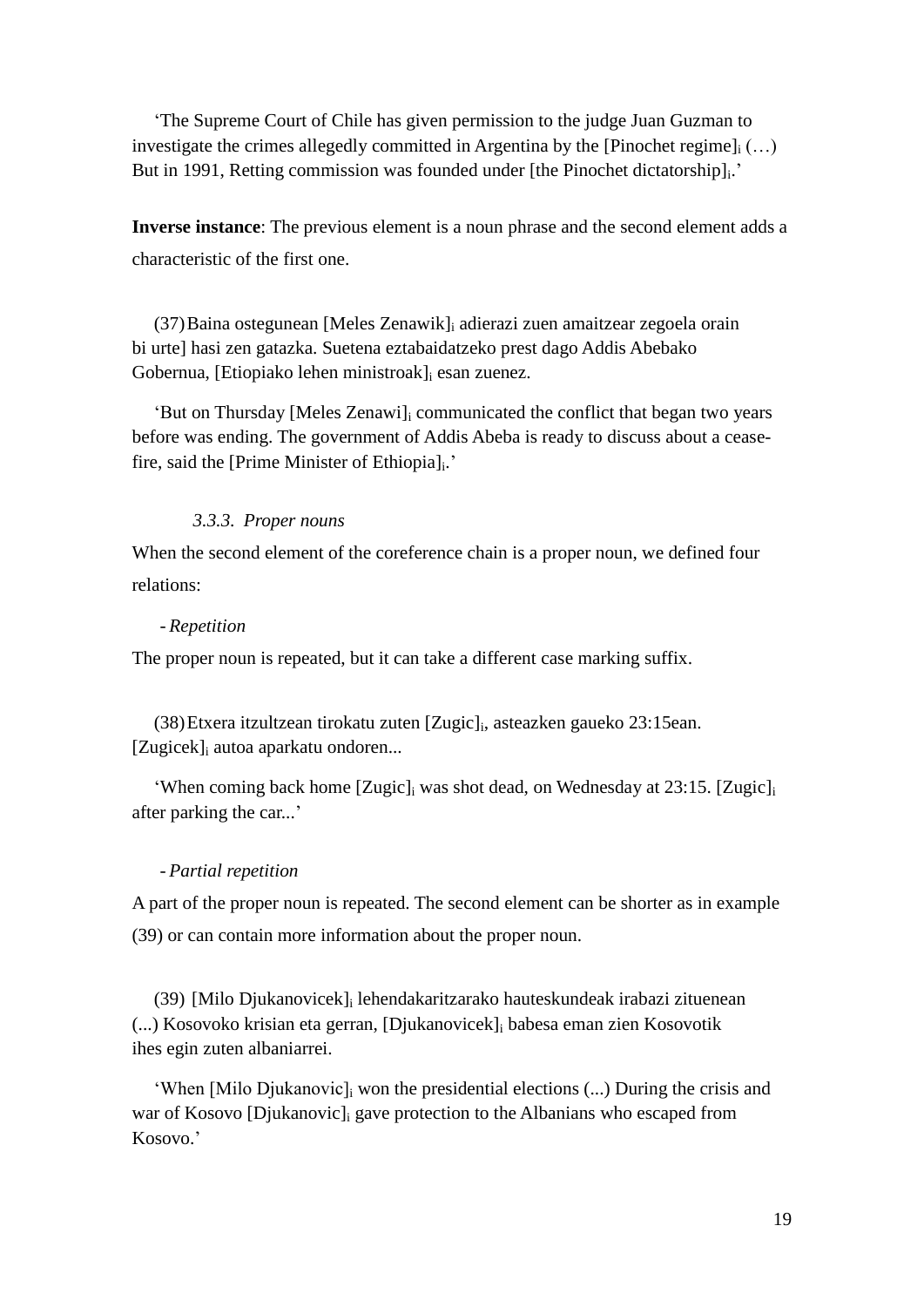‘The Supreme Court of Chile has given permission to the judge Juan Guzman to investigate the crimes allegedly committed in Argentina by the [Pinochet regime]$_i$ (…) But in 1991, Retting commission was founded under [the Pinochet dictatorship]$_i$.’

**Inverse instance**: The previous element is a noun phrase and the second element adds a characteristic of the first one.

(37) Baina ostegunean [Meles Zenawik]$_i$ adierazi zuen amaitzear zegoela orain bi urte] hasi zen gatazka. Suetena eztabaidatzeko prest dago Addis Abebako Gobernua, [Etiopiako lehen ministroak]$_i$ esan zuenez.

‘But on Thursday [Meles Zenawi]$_i$ communicated the conflict that began two years before was ending. The government of Addis Abeba is ready to discuss about a cease-fire, said the [Prime Minister of Ethiopia]$_i$.’

### *3.3.3. Proper nouns*

When the second element of the coreference chain is a proper noun, we defined four relations:

- *Repetition*

The proper noun is repeated, but it can take a different case marking suffix.

(38) Etxera itzultzean tirokatu zuten [Zugic]$_i$, asteazken gaueko 23:15ean. [Zugicek]$_i$ autoa aparkatu ondoren...

‘When coming back home [Zugic]$_i$ was shot dead, on Wednesday at 23:15. [Zugic]$_i$ after parking the car...’

- *Partial repetition*

A part of the proper noun is repeated. The second element can be shorter as in example (39) or can contain more information about the proper noun.

(39) [Milo Djukanovicek]$_i$ lehendakaritzarako hauteskundeak irabazi zituenean (...) Kosovoko krisian eta gerran, [Djukanovicek]$_i$ babesa eman zien Kosovotik ihes egin zuten albaniarrei.

‘When [Milo Djukanovic]$_i$ won the presidential elections (...) During the crisis and war of Kosovo [Djukanovic]$_i$ gave protection to the Albanians who escaped from Kosovo.’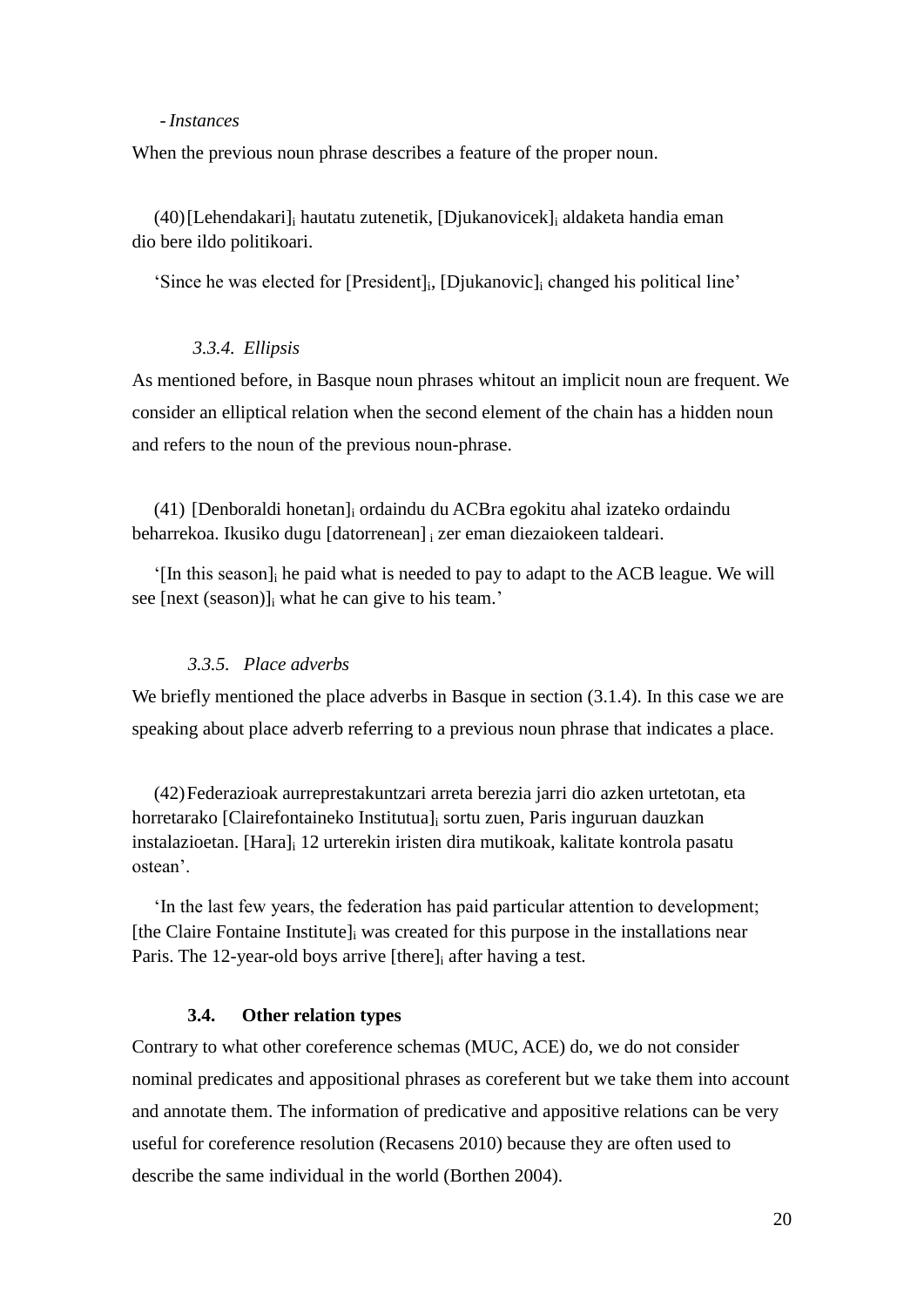- *Instances*

When the previous noun phrase describes a feature of the proper noun.

(40) [Lehendakari]$_i$ hautatu zutenetik, [Djukanovicek]$_i$ aldaketa handia eman dio bere ildo politikoari.

'Since he was elected for [President]$_i$, [Djukanovic]$_i$ changed his political line'

#### *3.3.4. Ellipsis*

As mentioned before, in Basque noun phrases whitout an implicit noun are frequent. We consider an elliptical relation when the second element of the chain has a hidden noun and refers to the noun of the previous noun-phrase.

(41) [Denboraldi honetan]$_i$ ordaindu du ACBra egokitu ahal izateko ordaindu beharrekoa. Ikusiko dugu [datorrenean]$_i$ zer eman diezaiokeen taldeari.

'[In this season]$_i$ he paid what is needed to pay to adapt to the ACB league. We will see [next (season)]$_i$ what he can give to his team.'

#### *3.3.5. Place adverbs*

We briefly mentioned the place adverbs in Basque in section (3.1.4). In this case we are speaking about place adverb referring to a previous noun phrase that indicates a place.

(42) Federazioak aurreprestakuntzari arreta berezia jarri dio azken urtetotan, eta horretarako [Clairefontaineko Institutua]$_i$ sortu zuen, Paris inguruan dauzkan instalazioetan. [Hara]$_i$ 12 urterekin iristen dira mutikoak, kalitate kontrola pasatu ostean'.

'In the last few years, the federation has paid particular attention to development; [the Claire Fontaine Institute]$_i$ was created for this purpose in the installations near Paris. The 12-year-old boys arrive [there]$_i$ after having a test.

### **3.4. Other relation types**

Contrary to what other coreference schemas (MUC, ACE) do, we do not consider nominal predicates and appositional phrases as coreferent but we take them into account and annotate them. The information of predicative and appositive relations can be very useful for coreference resolution (Recasens 2010) because they are often used to describe the same individual in the world (Borthen 2004).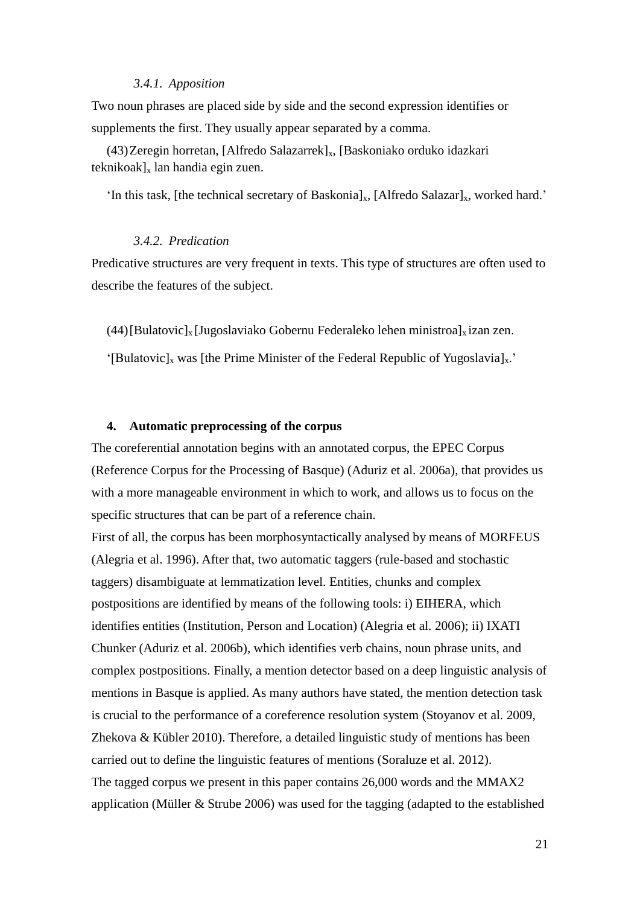#### *3.4.1. Apposition*

Two noun phrases are placed side by side and the second expression identifies or supplements the first. They usually appear separated by a comma.

(43) Zeregin horretan, [Alfredo Salazarrek]$_x$, [Baskoniako orduko idazkari teknikoak]$_x$ lan handia egin zuen.

'In this task, [the technical secretary of Baskonia]$_x$, [Alfredo Salazar]$_x$, worked hard.'

#### *3.4.2. Predication*

Predicative structures are very frequent in texts. This type of structures are often used to describe the features of the subject.

(44) [Bulatovic]$_x$ [Jugoslaviako Gobernu Federaleko lehen ministroa]$_x$ izan zen.

'[Bulatovic]$_x$ was [the Prime Minister of the Federal Republic of Yugoslavia]$_x$.'

## 4. Automatic preprocessing of the corpus

The coreferential annotation begins with an annotated corpus, the EPEC Corpus (Reference Corpus for the Processing of Basque) (Aduriz et al. 2006a), that provides us with a more manageable environment in which to work, and allows us to focus on the specific structures that can be part of a reference chain.

First of all, the corpus has been morphosyntactically analysed by means of MORFEUS (Alegria et al. 1996). After that, two automatic taggers (rule-based and stochastic taggers) disambiguate at lemmatization level. Entities, chunks and complex postpositions are identified by means of the following tools: i) EIHERA, which identifies entities (Institution, Person and Location) (Alegria et al. 2006); ii) IXATI Chunker (Aduriz et al. 2006b), which identifies verb chains, noun phrase units, and complex postpositions. Finally, a mention detector based on a deep linguistic analysis of mentions in Basque is applied. As many authors have stated, the mention detection task is crucial to the performance of a coreference resolution system (Stoyanov et al. 2009, Zhekova & Kübler 2010). Therefore, a detailed linguistic study of mentions has been carried out to define the linguistic features of mentions (Soraluze et al. 2012).

The tagged corpus we present in this paper contains 26,000 words and the MMAX2 application (Müller & Strube 2006) was used for the tagging (adapted to the established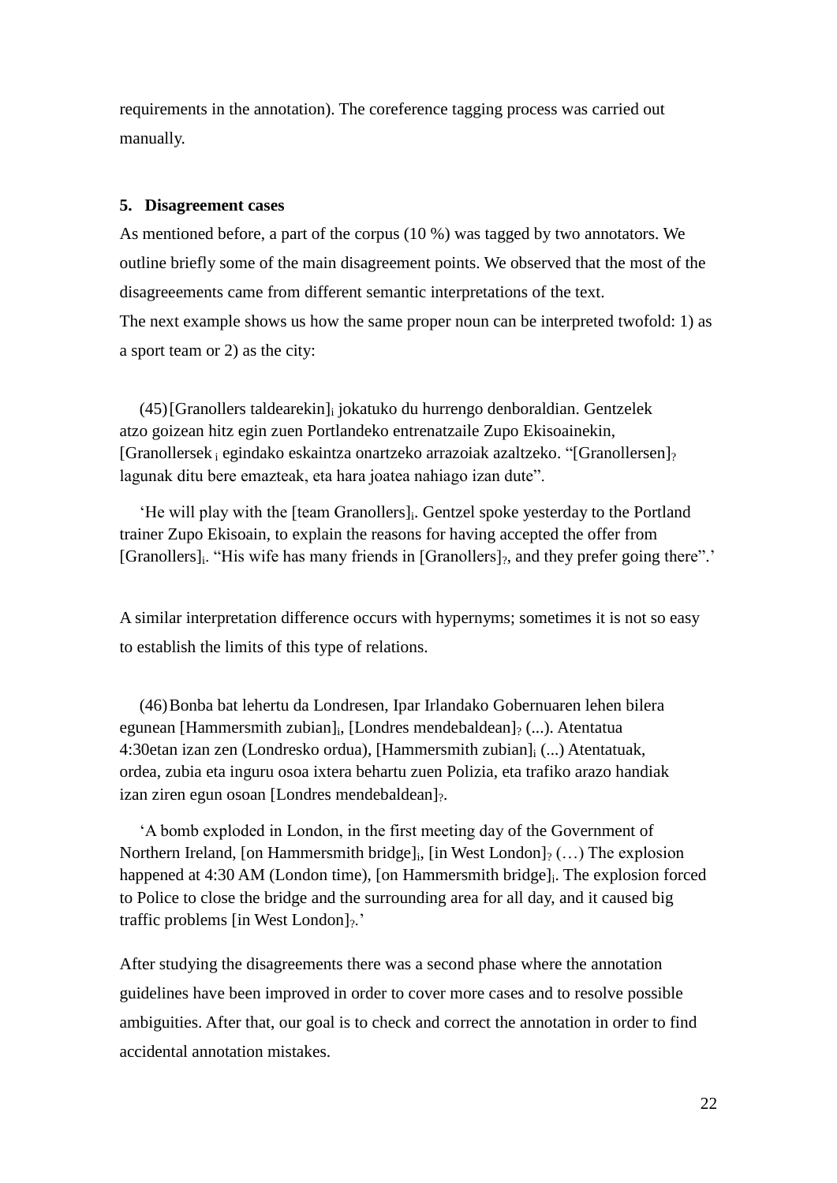requirements in the annotation). The coreference tagging process was carried out manually.

## 5. Disagreement cases

As mentioned before, a part of the corpus (10 %) was tagged by two annotators. We outline briefly some of the main disagreement points. We observed that the most of the disagreeements came from different semantic interpretations of the text.

The next example shows us how the same proper noun can be interpreted twofold: 1) as a sport team or 2) as the city:

(45) [Granollers taldearekin]$_i$ jokatuko du hurrengo denboraldian. Gentzelek atzo goizean hitz egin zuen Portlandeko entrenatzaile Zupo Ekisoainekin, [Granollersek $_i$ egindako eskaintza onartzeko arrazoiak azaltzeko. "[Granollersen]$_?$ lagunak ditu bere emazteak, eta hara joatea nahiago izan dute".

'He will play with the [team Granollers]$_i$. Gentzel spoke yesterday to the Portland trainer Zupo Ekisoain, to explain the reasons for having accepted the offer from [Granollers]$_i$. "His wife has many friends in [Granollers]$_?$, and they prefer going there".'

A similar interpretation difference occurs with hypernyms; sometimes it is not so easy to establish the limits of this type of relations.

(46) Bonba bat lehertu da Londresen, Ipar Irlandako Gobernuaren lehen bilera egunean [Hammersmith zubian]$_i$, [Londres mendebaldean]$_?$ (...). Atentatua 4:30etan izan zen (Londresko ordua), [Hammersmith zubian]$_i$ (...) Atentatuak, ordea, zubia eta inguru osoa ixtera behartu zuen Polizia, eta trafiko arazo handiak izan ziren egun osoan [Londres mendebaldean]$_?$.

'A bomb exploded in London, in the first meeting day of the Government of Northern Ireland, [on Hammersmith bridge]$_i$, [in West London]$_?$ (…) The explosion happened at 4:30 AM (London time), [on Hammersmith bridge]$_i$. The explosion forced to Police to close the bridge and the surrounding area for all day, and it caused big traffic problems [in West London]$_?$.'

After studying the disagreements there was a second phase where the annotation guidelines have been improved in order to cover more cases and to resolve possible ambiguities. After that, our goal is to check and correct the annotation in order to find accidental annotation mistakes.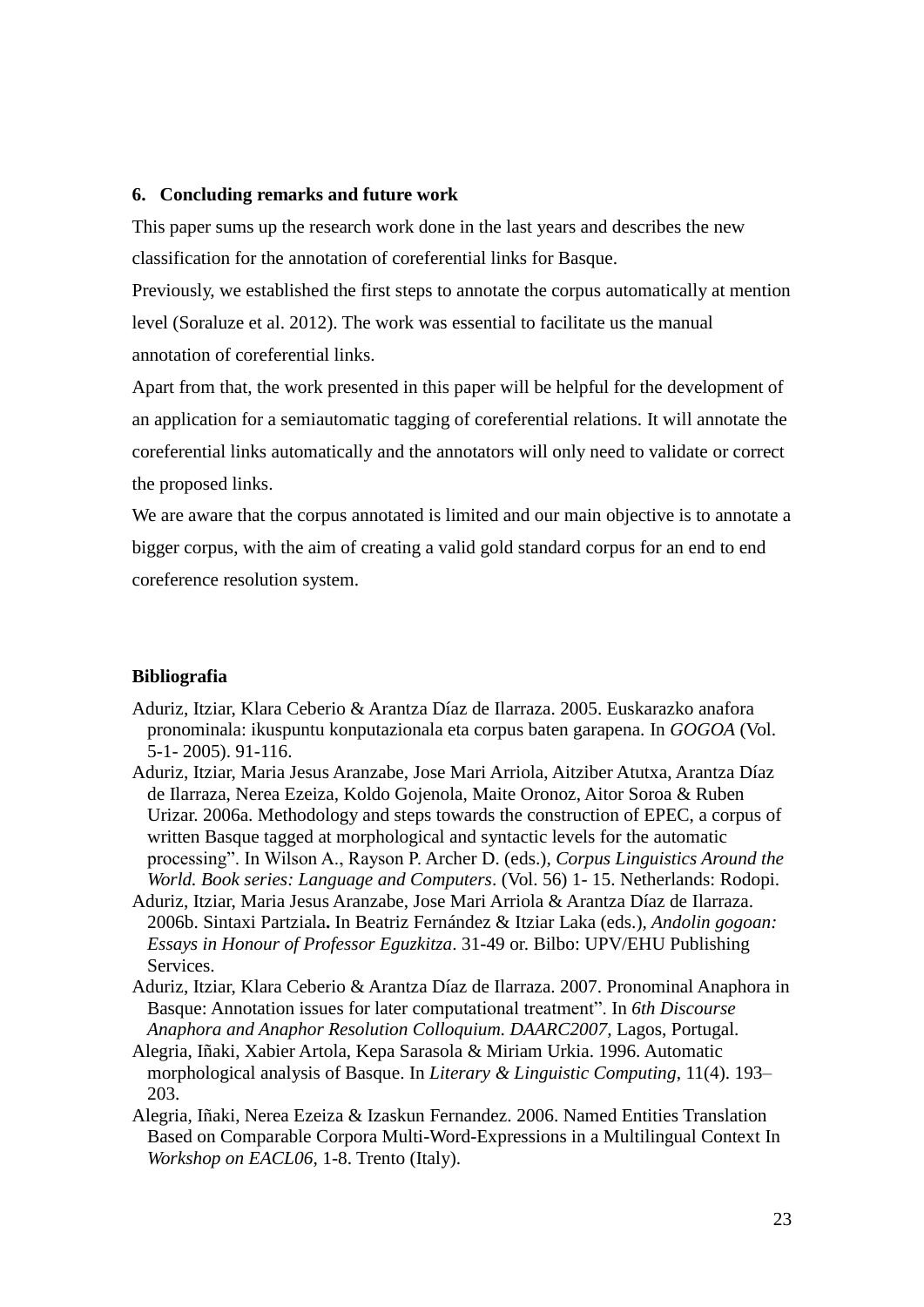## 6. Concluding remarks and future work

This paper sums up the research work done in the last years and describes the new classification for the annotation of coreferential links for Basque.

Previously, we established the first steps to annotate the corpus automatically at mention level (Soraluze et al. 2012). The work was essential to facilitate us the manual annotation of coreferential links.

Apart from that, the work presented in this paper will be helpful for the development of an application for a semiautomatic tagging of coreferential relations. It will annotate the coreferential links automatically and the annotators will only need to validate or correct the proposed links.

We are aware that the corpus annotated is limited and our main objective is to annotate a bigger corpus, with the aim of creating a valid gold standard corpus for an end to end coreference resolution system.

## Bibliografia

Aduriz, Itziar, Klara Ceberio & Arantza Díaz de Ilarraza. 2005. Euskarazko anafora pronominala: ikuspuntu konputazionala eta corpus baten garapena. In *GOGOA* (Vol. 5-1- 2005). 91-116.

Aduriz, Itziar, Maria Jesus Aranzabe, Jose Mari Arriola, Aitziber Atutxa, Arantza Díaz de Ilarraza, Nerea Ezeiza, Koldo Gojenola, Maite Oronoz, Aitor Soroa & Ruben Urizar. 2006a. Methodology and steps towards the construction of EPEC, a corpus of written Basque tagged at morphological and syntactic levels for the automatic processing". In Wilson A., Rayson P. Archer D. (eds.), *Corpus Linguistics Around the World. Book series: Language and Computers*. (Vol. 56) 1- 15. Netherlands: Rodopi.

Aduriz, Itziar, Maria Jesus Aranzabe, Jose Mari Arriola & Arantza Díaz de Ilarraza. 2006b. Sintaxi Partziala**.** In Beatriz Fernández & Itziar Laka (eds.), *Andolin gogoan: Essays in Honour of Professor Eguzkitza*. 31-49 or. Bilbo: UPV/EHU Publishing Services.

Aduriz, Itziar, Klara Ceberio & Arantza Díaz de Ilarraza. 2007. Pronominal Anaphora in Basque: Annotation issues for later computational treatment". In *6th Discourse Anaphora and Anaphor Resolution Colloquium. DAARC2007*, Lagos, Portugal.

Alegria, Iñaki, Xabier Artola, Kepa Sarasola & Miriam Urkia. 1996. Automatic morphological analysis of Basque. In *Literary & Linguistic Computing*, 11(4). 193–203.

Alegria, Iñaki, Nerea Ezeiza & Izaskun Fernandez. 2006. Named Entities Translation Based on Comparable Corpora Multi-Word-Expressions in a Multilingual Context In *Workshop on EACL06*, 1-8. Trento (Italy).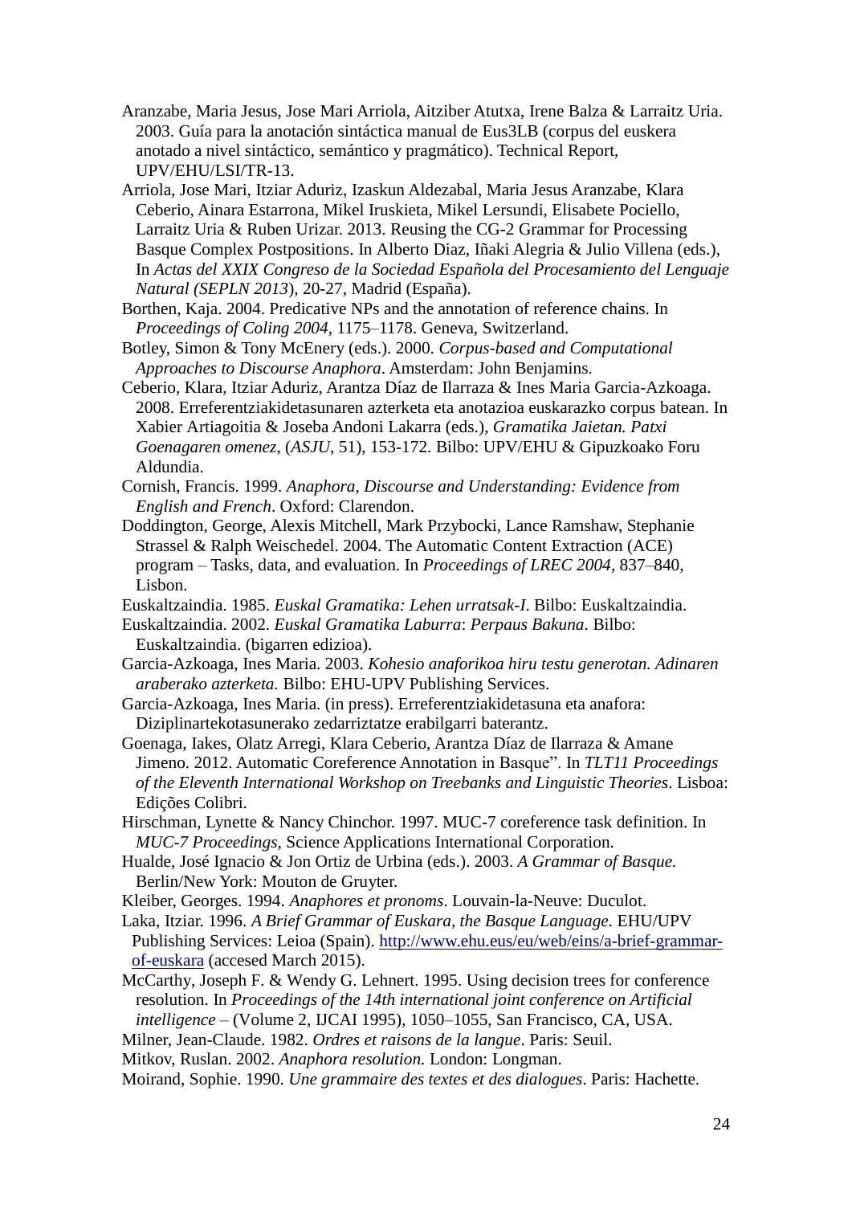Aranzabe, Maria Jesus, Jose Mari Arriola, Aitziber Atutxa, Irene Balza & Larraitz Uria. 2003. Guía para la anotación sintáctica manual de Eus3LB (corpus del euskera anotado a nivel sintáctico, semántico y pragmático). Technical Report, UPV/EHU/LSI/TR-13.

Arriola, Jose Mari, Itziar Aduriz, Izaskun Aldezabal, Maria Jesus Aranzabe, Klara Ceberio, Ainara Estarrona, Mikel Iruskieta, Mikel Lersundi, Elisabete Pociello, Larraitz Uria & Ruben Urizar. 2013. Reusing the CG-2 Grammar for Processing Basque Complex Postpositions. In Alberto Diaz, Iñaki Alegria & Julio Villena (eds.), In *Actas del XXIX Congreso de la Sociedad Española del Procesamiento del Lenguaje Natural (SEPLN 2013*), 20-27, Madrid (España).

Borthen, Kaja. 2004. Predicative NPs and the annotation of reference chains. In *Proceedings of Coling 2004*, 1175–1178. Geneva, Switzerland.

Botley, Simon & Tony McEnery (eds.). 2000. *Corpus-based and Computational Approaches to Discourse Anaphora*. Amsterdam: John Benjamins.

Ceberio, Klara, Itziar Aduriz, Arantza Díaz de Ilarraza & Ines Maria Garcia-Azkoaga. 2008. Erreferentziakidetasunaren azterketa eta anotazioa euskarazko corpus batean. In Xabier Artiagoitia & Joseba Andoni Lakarra (eds.), *Gramatika Jaietan. Patxi Goenagaren omenez*, (*ASJU*, 51), 153-172. Bilbo: UPV/EHU & Gipuzkoako Foru Aldundia.

Cornish, Francis. 1999. *Anaphora, Discourse and Understanding: Evidence from English and French*. Oxford: Clarendon.

Doddington, George, Alexis Mitchell, Mark Przybocki, Lance Ramshaw, Stephanie Strassel & Ralph Weischedel. 2004. The Automatic Content Extraction (ACE) program – Tasks, data, and evaluation. In *Proceedings of LREC 2004*, 837–840, Lisbon.

Euskaltzaindia. 1985. *Euskal Gramatika: Lehen urratsak-I*. Bilbo: Euskaltzaindia.

Euskaltzaindia. 2002. *Euskal Gramatika Laburra*: *Perpaus Bakuna*. Bilbo: Euskaltzaindia. (bigarren edizioa).

Garcia-Azkoaga, Ines Maria. 2003. *Kohesio anaforikoa hiru testu generotan. Adinaren araberako azterketa.* Bilbo: EHU-UPV Publishing Services.

Garcia-Azkoaga, Ines Maria. (in press). Erreferentziakidetasuna eta anafora: Diziplinartekotasunerako zedarriztatze erabilgarri baterantz.

Goenaga, Iakes, Olatz Arregi, Klara Ceberio, Arantza Díaz de Ilarraza & Amane Jimeno. 2012. Automatic Coreference Annotation in Basque”. In *TLT11 Proceedings of the Eleventh International Workshop on Treebanks and Linguistic Theories*. Lisboa: Edições Colibri.

Hirschman, Lynette & Nancy Chinchor. 1997. MUC-7 coreference task definition. In *MUC-7 Proceedings,* Science Applications International Corporation.

Hualde, José Ignacio & Jon Ortiz de Urbina (eds.). 2003. *A Grammar of Basque.* Berlin/New York: Mouton de Gruyter.

Kleiber, Georges. 1994. *Anaphores et pronoms*. Louvain-la-Neuve: Duculot.

Laka, Itziar. 1996. *A Brief Grammar of Euskara, the Basque Language.* EHU/UPV Publishing Services: Leioa (Spain). http://www.ehu.eus/eu/web/eins/a-brief-grammar-of-euskara (accesed March 2015).

McCarthy, Joseph F. & Wendy G. Lehnert. 1995. Using decision trees for conference resolution. In *Proceedings of the 14th international joint conference on Artificial intelligence* – (Volume 2, IJCAI 1995), 1050–1055, San Francisco, CA, USA.

Milner, Jean-Claude. 1982. *Ordres et raisons de la langue*. Paris: Seuil.

Mitkov, Ruslan. 2002. *Anaphora resolution.* London: Longman.

Moirand, Sophie. 1990. *Une grammaire des textes et des dialogues*. Paris: Hachette.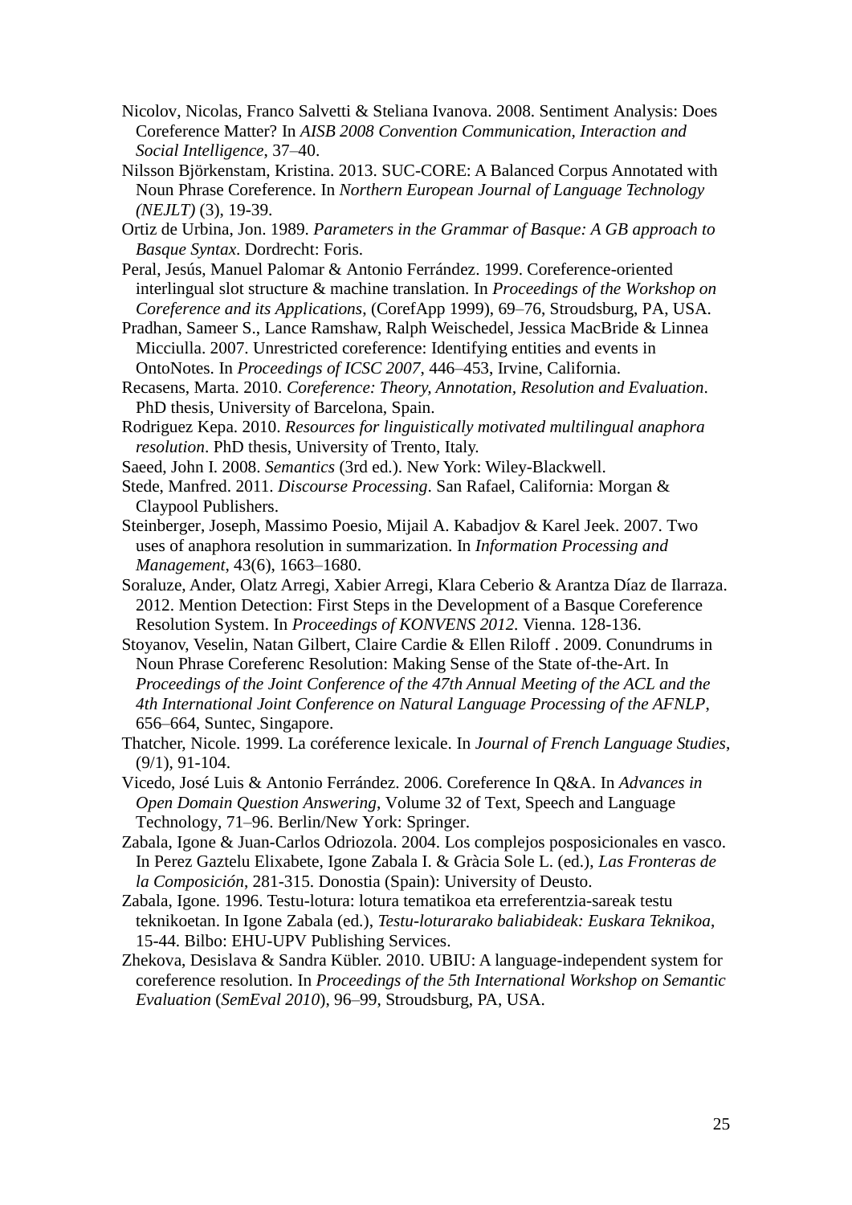Nicolov, Nicolas, Franco Salvetti & Steliana Ivanova. 2008. Sentiment Analysis: Does Coreference Matter? In *AISB 2008 Convention Communication, Interaction and Social Intelligence*, 37–40.

Nilsson Björkenstam, Kristina. 2013. SUC-CORE: A Balanced Corpus Annotated with Noun Phrase Coreference. In *Northern European Journal of Language Technology (NEJLT)* (3), 19-39.

Ortiz de Urbina, Jon. 1989. *Parameters in the Grammar of Basque: A GB approach to Basque Syntax*. Dordrecht: Foris.

Peral, Jesús, Manuel Palomar & Antonio Ferrández. 1999. Coreference-oriented interlingual slot structure & machine translation. In *Proceedings of the Workshop on Coreference and its Applications*, (CorefApp 1999), 69–76, Stroudsburg, PA, USA.

Pradhan, Sameer S., Lance Ramshaw, Ralph Weischedel, Jessica MacBride & Linnea Micciulla. 2007. Unrestricted coreference: Identifying entities and events in OntoNotes. In *Proceedings of ICSC 2007*, 446–453, Irvine, California.

Recasens, Marta. 2010. *Coreference: Theory, Annotation, Resolution and Evaluation*. PhD thesis, University of Barcelona, Spain.

Rodriguez Kepa. 2010. *Resources for linguistically motivated multilingual anaphora resolution*. PhD thesis, University of Trento, Italy.

Saeed, John I. 2008. *Semantics* (3rd ed.). New York: Wiley-Blackwell.

Stede, Manfred. 2011. *Discourse Processing*. San Rafael, California: Morgan & Claypool Publishers.

Steinberger, Joseph, Massimo Poesio, Mijail A. Kabadjov & Karel Jeek. 2007. Two uses of anaphora resolution in summarization. In *Information Processing and Management*, 43(6), 1663–1680.

Soraluze, Ander, Olatz Arregi, Xabier Arregi, Klara Ceberio & Arantza Díaz de Ilarraza. 2012. Mention Detection: First Steps in the Development of a Basque Coreference Resolution System. In *Proceedings of KONVENS 2012*. Vienna. 128-136.

Stoyanov, Veselin, Natan Gilbert, Claire Cardie & Ellen Riloff . 2009. Conundrums in Noun Phrase Coreferenc Resolution: Making Sense of the State-of-the-Art. In *Proceedings of the Joint Conference of the 47th Annual Meeting of the ACL and the 4th International Joint Conference on Natural Language Processing of the AFNLP*, 656–664, Suntec, Singapore.

Thatcher, Nicole. 1999. La coréference lexicale. In *Journal of French Language Studies*, (9/1), 91-104.

Vicedo, José Luis & Antonio Ferrández. 2006. Coreference In Q&A. In *Advances in Open Domain Question Answering*, Volume 32 of Text, Speech and Language Technology, 71–96. Berlin/New York: Springer.

Zabala, Igone & Juan-Carlos Odriozola. 2004. Los complejos posposicionales en vasco. In Perez Gaztelu Elixabete, Igone Zabala I. & Gràcia Sole L. (ed.), *Las Fronteras de la Composición*, 281-315. Donostia (Spain): University of Deusto.

Zabala, Igone. 1996. Testu-lotura: lotura tematikoa eta erreferentzia-sareak testu teknikoetan. In Igone Zabala (ed.), *Testu-loturarako baliabideak: Euskara Teknikoa*, 15-44. Bilbo: EHU-UPV Publishing Services.

Zhekova, Desislava & Sandra Kübler. 2010. UBIU: A language-independent system for coreference resolution. In *Proceedings of the 5th International Workshop on Semantic Evaluation* (*SemEval 2010*), 96–99, Stroudsburg, PA, USA.